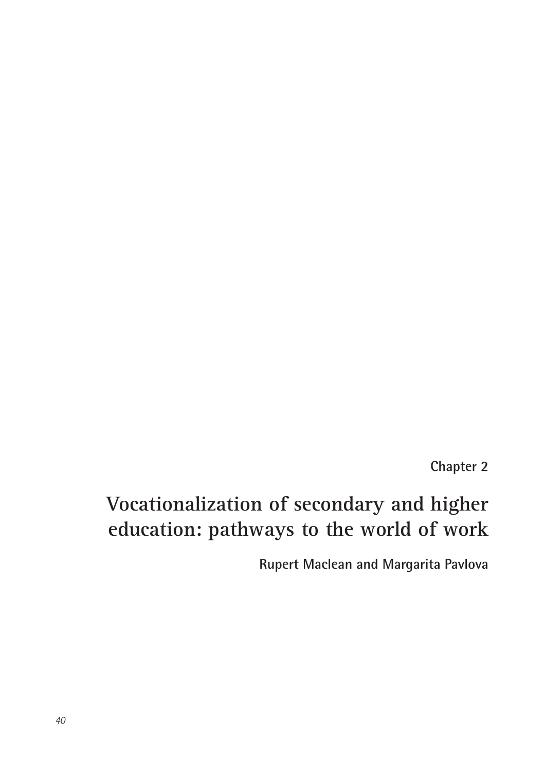**Chapter 2**

# Vocationalization of secondary and higher education: pathways to the world of work

**Rupert Maclean and Margarita Pavlova**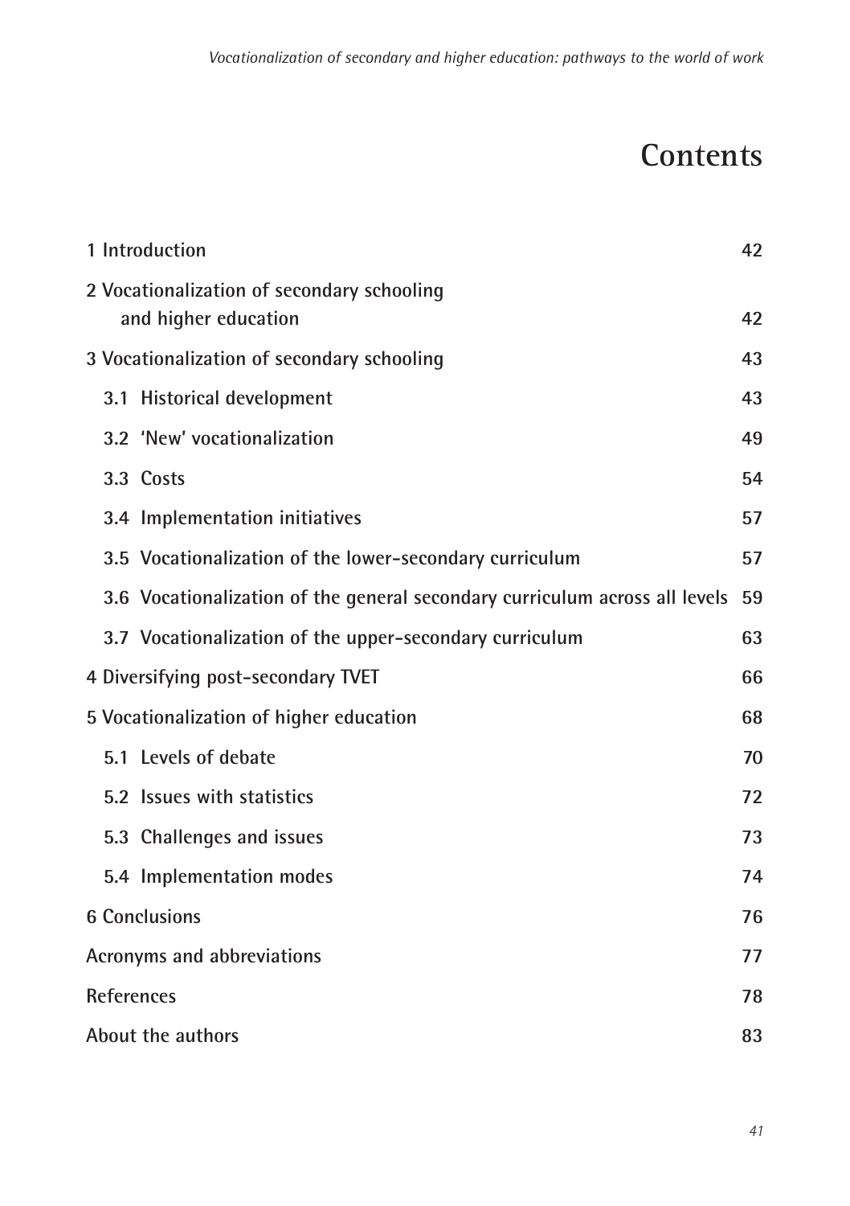# Contents

| | |
|---|---|
| 1 Introduction | 42 |
| 2 Vocationalization of secondary schooling and higher education | 42 |
| 3 Vocationalization of secondary schooling | 43 |
| 3.1 Historical development | 43 |
| 3.2 'New' vocationalization | 49 |
| 3.3 Costs | 54 |
| 3.4 Implementation initiatives | 57 |
| 3.5 Vocationalization of the lower-secondary curriculum | 57 |
| 3.6 Vocationalization of the general secondary curriculum across all levels | 59 |
| 3.7 Vocationalization of the upper-secondary curriculum | 63 |
| 4 Diversifying post-secondary TVET | 66 |
| 5 Vocationalization of higher education | 68 |
| 5.1 Levels of debate | 70 |
| 5.2 Issues with statistics | 72 |
| 5.3 Challenges and issues | 73 |
| 5.4 Implementation modes | 74 |
| 6 Conclusions | 76 |
| Acronyms and abbreviations | 77 |
| References | 78 |
| About the authors | 83 |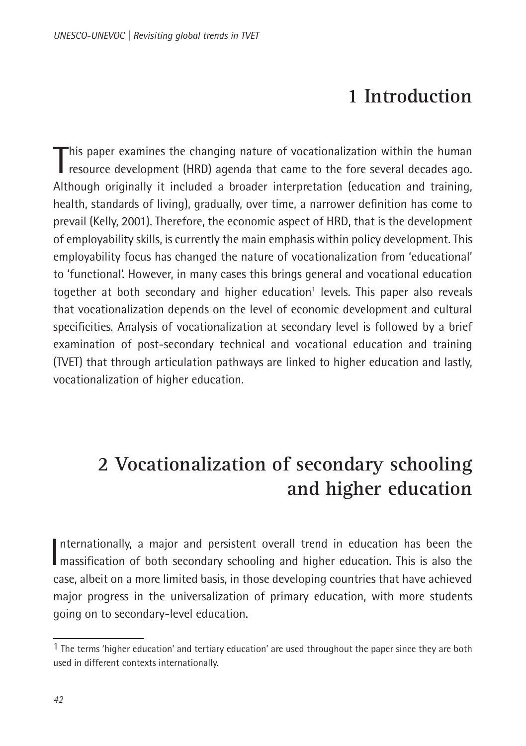# 1 Introduction

This paper examines the changing nature of vocationalization within the human resource development (HRD) agenda that came to the fore several decades ago. Although originally it included a broader interpretation (education and training, health, standards of living), gradually, over time, a narrower definition has come to prevail (Kelly, 2001). Therefore, the economic aspect of HRD, that is the development of employability skills, is currently the main emphasis within policy development. This employability focus has changed the nature of vocationalization from 'educational' to 'functional'. However, in many cases this brings general and vocational education together at both secondary and higher education[1] levels. This paper also reveals that vocationalization depends on the level of economic development and cultural specificities. Analysis of vocationalization at secondary level is followed by a brief examination of post-secondary technical and vocational education and training (TVET) that through articulation pathways are linked to higher education and lastly, vocationalization of higher education.

# 2 Vocationalization of secondary schooling and higher education

Internationally, a major and persistent overall trend in education has been the massification of both secondary schooling and higher education. This is also the case, albeit on a more limited basis, in those developing countries that have achieved major progress in the universalization of primary education, with more students going on to secondary-level education.

[1] The terms 'higher education' and tertiary education' are used throughout the paper since they are both used in different contexts internationally.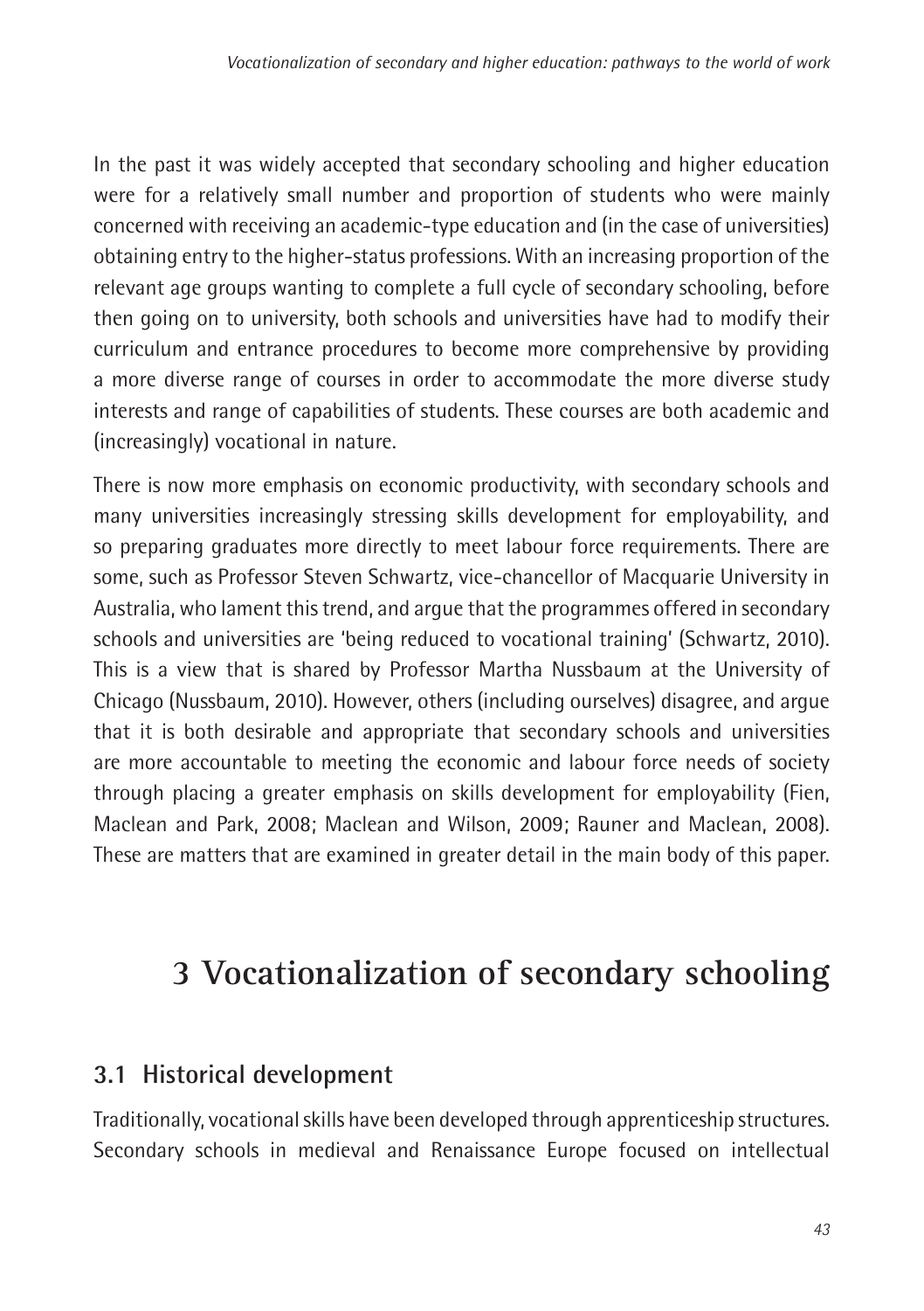In the past it was widely accepted that secondary schooling and higher education were for a relatively small number and proportion of students who were mainly concerned with receiving an academic-type education and (in the case of universities) obtaining entry to the higher-status professions. With an increasing proportion of the relevant age groups wanting to complete a full cycle of secondary schooling, before then going on to university, both schools and universities have had to modify their curriculum and entrance procedures to become more comprehensive by providing a more diverse range of courses in order to accommodate the more diverse study interests and range of capabilities of students. These courses are both academic and (increasingly) vocational in nature.

There is now more emphasis on economic productivity, with secondary schools and many universities increasingly stressing skills development for employability, and so preparing graduates more directly to meet labour force requirements. There are some, such as Professor Steven Schwartz, vice-chancellor of Macquarie University in Australia, who lament this trend, and argue that the programmes offered in secondary schools and universities are 'being reduced to vocational training' (Schwartz, 2010). This is a view that is shared by Professor Martha Nussbaum at the University of Chicago (Nussbaum, 2010). However, others (including ourselves) disagree, and argue that it is both desirable and appropriate that secondary schools and universities are more accountable to meeting the economic and labour force needs of society through placing a greater emphasis on skills development for employability (Fien, Maclean and Park, 2008; Maclean and Wilson, 2009; Rauner and Maclean, 2008). These are matters that are examined in greater detail in the main body of this paper.

# 3 Vocationalization of secondary schooling

## 3.1 Historical development

Traditionally, vocational skills have been developed through apprenticeship structures. Secondary schools in medieval and Renaissance Europe focused on intellectual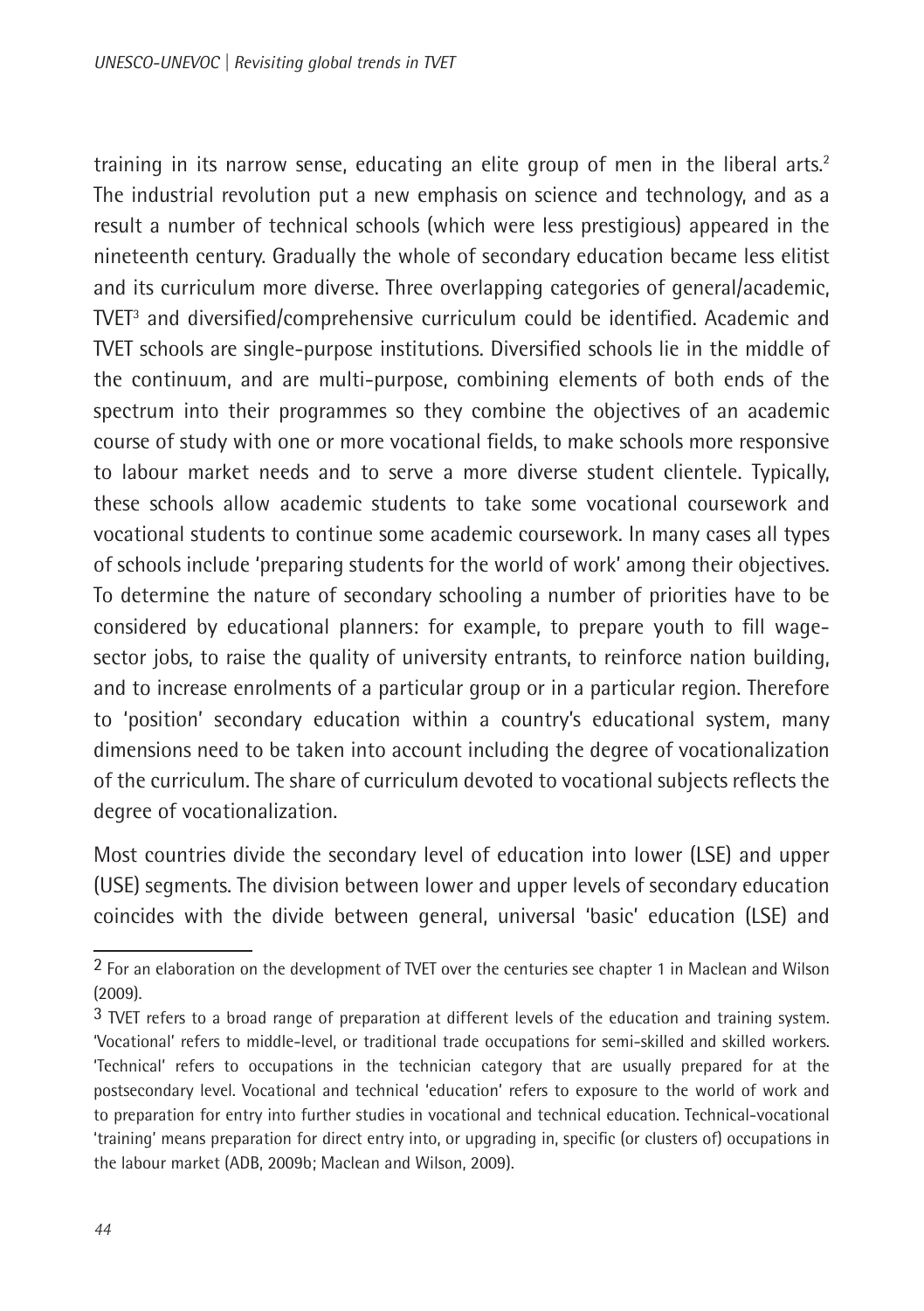training in its narrow sense, educating an elite group of men in the liberal arts.[2] The industrial revolution put a new emphasis on science and technology, and as a result a number of technical schools (which were less prestigious) appeared in the nineteenth century. Gradually the whole of secondary education became less elitist and its curriculum more diverse. Three overlapping categories of general/academic, TVET[3] and diversified/comprehensive curriculum could be identified. Academic and TVET schools are single-purpose institutions. Diversified schools lie in the middle of the continuum, and are multi-purpose, combining elements of both ends of the spectrum into their programmes so they combine the objectives of an academic course of study with one or more vocational fields, to make schools more responsive to labour market needs and to serve a more diverse student clientele. Typically, these schools allow academic students to take some vocational coursework and vocational students to continue some academic coursework. In many cases all types of schools include 'preparing students for the world of work' among their objectives. To determine the nature of secondary schooling a number of priorities have to be considered by educational planners: for example, to prepare youth to fill wage-sector jobs, to raise the quality of university entrants, to reinforce nation building, and to increase enrolments of a particular group or in a particular region. Therefore to 'position' secondary education within a country's educational system, many dimensions need to be taken into account including the degree of vocationalization of the curriculum. The share of curriculum devoted to vocational subjects reflects the degree of vocationalization.

Most countries divide the secondary level of education into lower (LSE) and upper (USE) segments. The division between lower and upper levels of secondary education coincides with the divide between general, universal 'basic' education (LSE) and

---

[2] For an elaboration on the development of TVET over the centuries see chapter 1 in Maclean and Wilson (2009).

[3] TVET refers to a broad range of preparation at different levels of the education and training system. 'Vocational' refers to middle-level, or traditional trade occupations for semi-skilled and skilled workers. 'Technical' refers to occupations in the technician category that are usually prepared for at the postsecondary level. Vocational and technical 'education' refers to exposure to the world of work and to preparation for entry into further studies in vocational and technical education. Technical-vocational 'training' means preparation for direct entry into, or upgrading in, specific (or clusters of) occupations in the labour market (ADB, 2009b; Maclean and Wilson, 2009).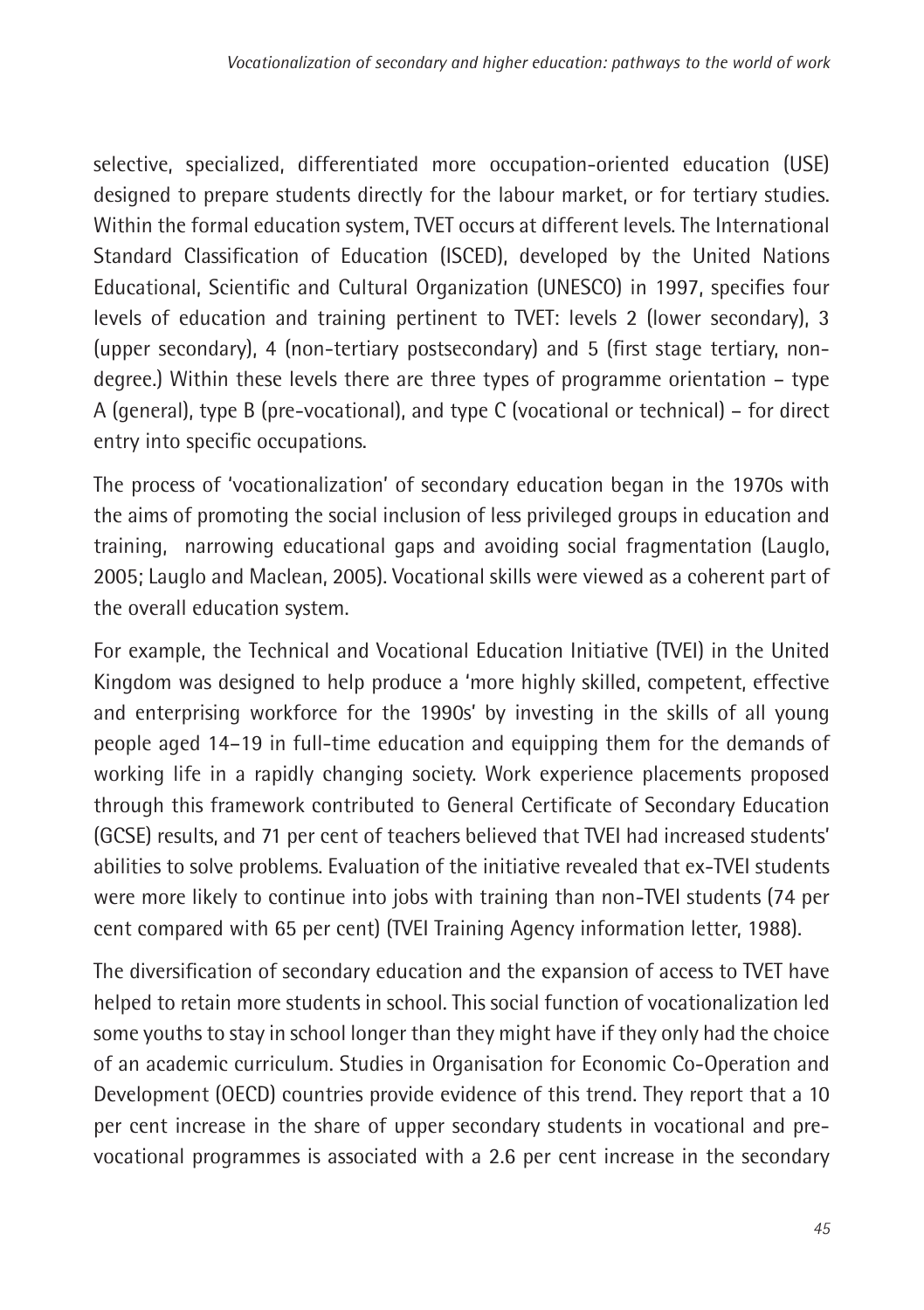selective, specialized, differentiated more occupation-oriented education (USE) designed to prepare students directly for the labour market, or for tertiary studies. Within the formal education system, TVET occurs at different levels. The International Standard Classification of Education (ISCED), developed by the United Nations Educational, Scientific and Cultural Organization (UNESCO) in 1997, specifies four levels of education and training pertinent to TVET: levels 2 (lower secondary), 3 (upper secondary), 4 (non-tertiary postsecondary) and 5 (first stage tertiary, non-degree.) Within these levels there are three types of programme orientation – type A (general), type B (pre-vocational), and type C (vocational or technical) – for direct entry into specific occupations.

The process of 'vocationalization' of secondary education began in the 1970s with the aims of promoting the social inclusion of less privileged groups in education and training, narrowing educational gaps and avoiding social fragmentation (Lauglo, 2005; Lauglo and Maclean, 2005). Vocational skills were viewed as a coherent part of the overall education system.

For example, the Technical and Vocational Education Initiative (TVEI) in the United Kingdom was designed to help produce a 'more highly skilled, competent, effective and enterprising workforce for the 1990s' by investing in the skills of all young people aged 14–19 in full-time education and equipping them for the demands of working life in a rapidly changing society. Work experience placements proposed through this framework contributed to General Certificate of Secondary Education (GCSE) results, and 71 per cent of teachers believed that TVEI had increased students' abilities to solve problems. Evaluation of the initiative revealed that ex-TVEI students were more likely to continue into jobs with training than non-TVEI students (74 per cent compared with 65 per cent) (TVEI Training Agency information letter, 1988).

The diversification of secondary education and the expansion of access to TVET have helped to retain more students in school. This social function of vocationalization led some youths to stay in school longer than they might have if they only had the choice of an academic curriculum. Studies in Organisation for Economic Co-Operation and Development (OECD) countries provide evidence of this trend. They report that a 10 per cent increase in the share of upper secondary students in vocational and pre-vocational programmes is associated with a 2.6 per cent increase in the secondary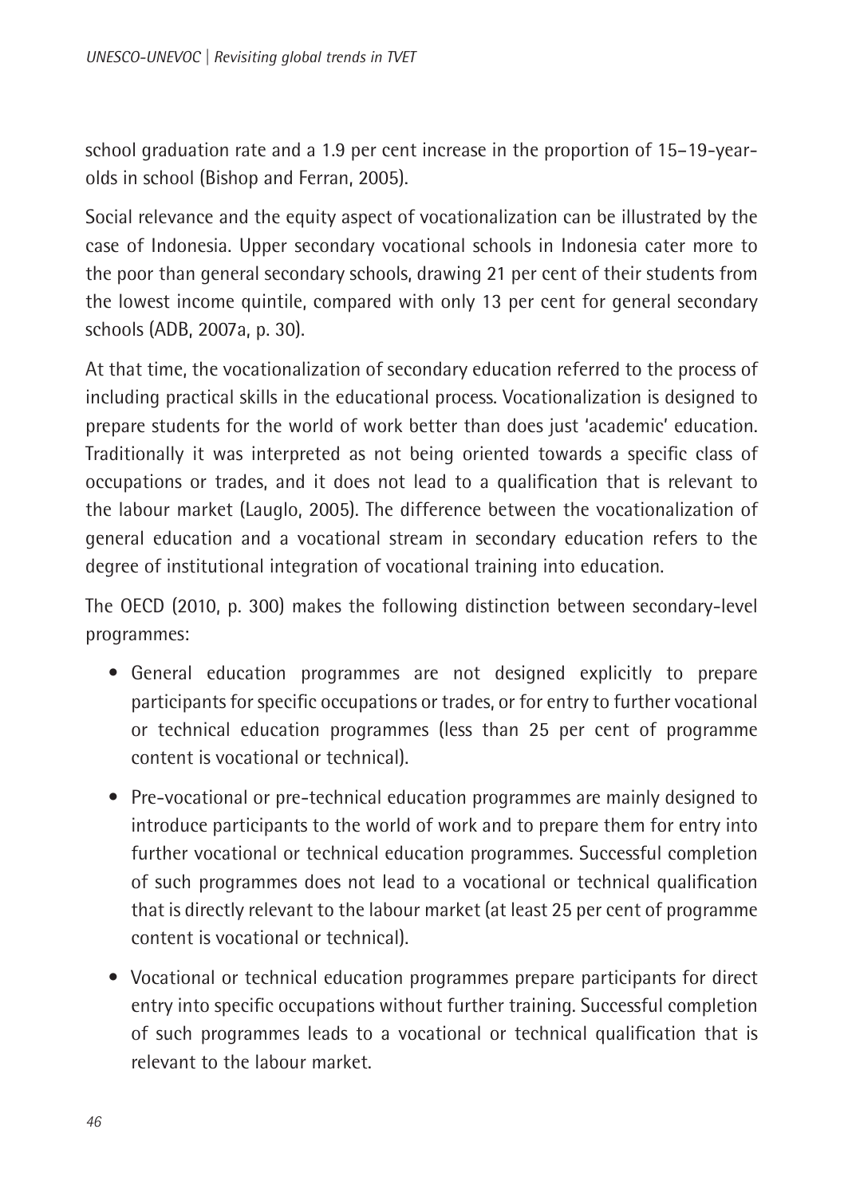school graduation rate and a 1.9 per cent increase in the proportion of 15–19-year-olds in school (Bishop and Ferran, 2005).

Social relevance and the equity aspect of vocationalization can be illustrated by the case of Indonesia. Upper secondary vocational schools in Indonesia cater more to the poor than general secondary schools, drawing 21 per cent of their students from the lowest income quintile, compared with only 13 per cent for general secondary schools (ADB, 2007a, p. 30).

At that time, the vocationalization of secondary education referred to the process of including practical skills in the educational process. Vocationalization is designed to prepare students for the world of work better than does just 'academic' education. Traditionally it was interpreted as not being oriented towards a specific class of occupations or trades, and it does not lead to a qualification that is relevant to the labour market (Lauglo, 2005). The difference between the vocationalization of general education and a vocational stream in secondary education refers to the degree of institutional integration of vocational training into education.

The OECD (2010, p. 300) makes the following distinction between secondary-level programmes:

- General education programmes are not designed explicitly to prepare participants for specific occupations or trades, or for entry to further vocational or technical education programmes (less than 25 per cent of programme content is vocational or technical).
- Pre-vocational or pre-technical education programmes are mainly designed to introduce participants to the world of work and to prepare them for entry into further vocational or technical education programmes. Successful completion of such programmes does not lead to a vocational or technical qualification that is directly relevant to the labour market (at least 25 per cent of programme content is vocational or technical).
- Vocational or technical education programmes prepare participants for direct entry into specific occupations without further training. Successful completion of such programmes leads to a vocational or technical qualification that is relevant to the labour market.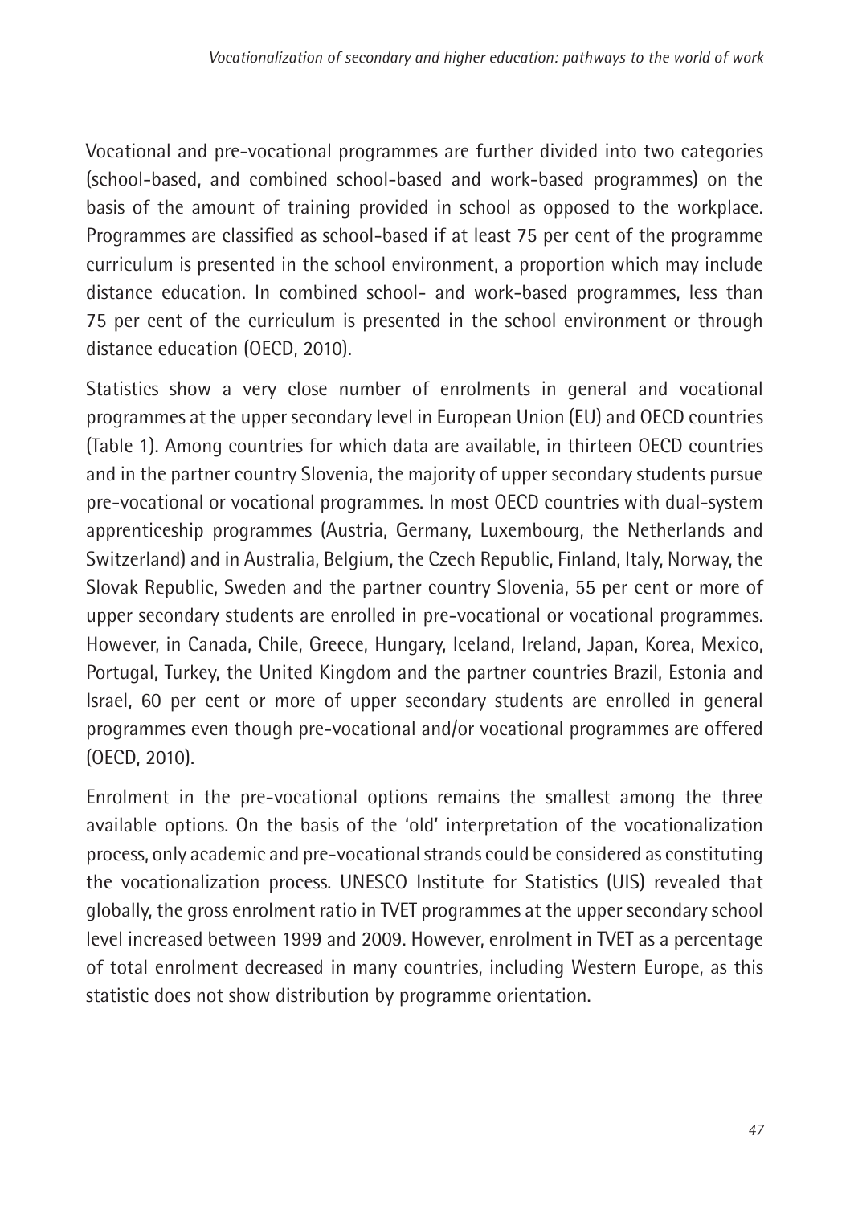Vocational and pre-vocational programmes are further divided into two categories (school-based, and combined school-based and work-based programmes) on the basis of the amount of training provided in school as opposed to the workplace. Programmes are classified as school-based if at least 75 per cent of the programme curriculum is presented in the school environment, a proportion which may include distance education. In combined school- and work-based programmes, less than 75 per cent of the curriculum is presented in the school environment or through distance education (OECD, 2010).

Statistics show a very close number of enrolments in general and vocational programmes at the upper secondary level in European Union (EU) and OECD countries (Table 1). Among countries for which data are available, in thirteen OECD countries and in the partner country Slovenia, the majority of upper secondary students pursue pre-vocational or vocational programmes. In most OECD countries with dual-system apprenticeship programmes (Austria, Germany, Luxembourg, the Netherlands and Switzerland) and in Australia, Belgium, the Czech Republic, Finland, Italy, Norway, the Slovak Republic, Sweden and the partner country Slovenia, 55 per cent or more of upper secondary students are enrolled in pre-vocational or vocational programmes. However, in Canada, Chile, Greece, Hungary, Iceland, Ireland, Japan, Korea, Mexico, Portugal, Turkey, the United Kingdom and the partner countries Brazil, Estonia and Israel, 60 per cent or more of upper secondary students are enrolled in general programmes even though pre-vocational and/or vocational programmes are offered (OECD, 2010).

Enrolment in the pre-vocational options remains the smallest among the three available options. On the basis of the 'old' interpretation of the vocationalization process, only academic and pre-vocational strands could be considered as constituting the vocationalization process. UNESCO Institute for Statistics (UIS) revealed that globally, the gross enrolment ratio in TVET programmes at the upper secondary school level increased between 1999 and 2009. However, enrolment in TVET as a percentage of total enrolment decreased in many countries, including Western Europe, as this statistic does not show distribution by programme orientation.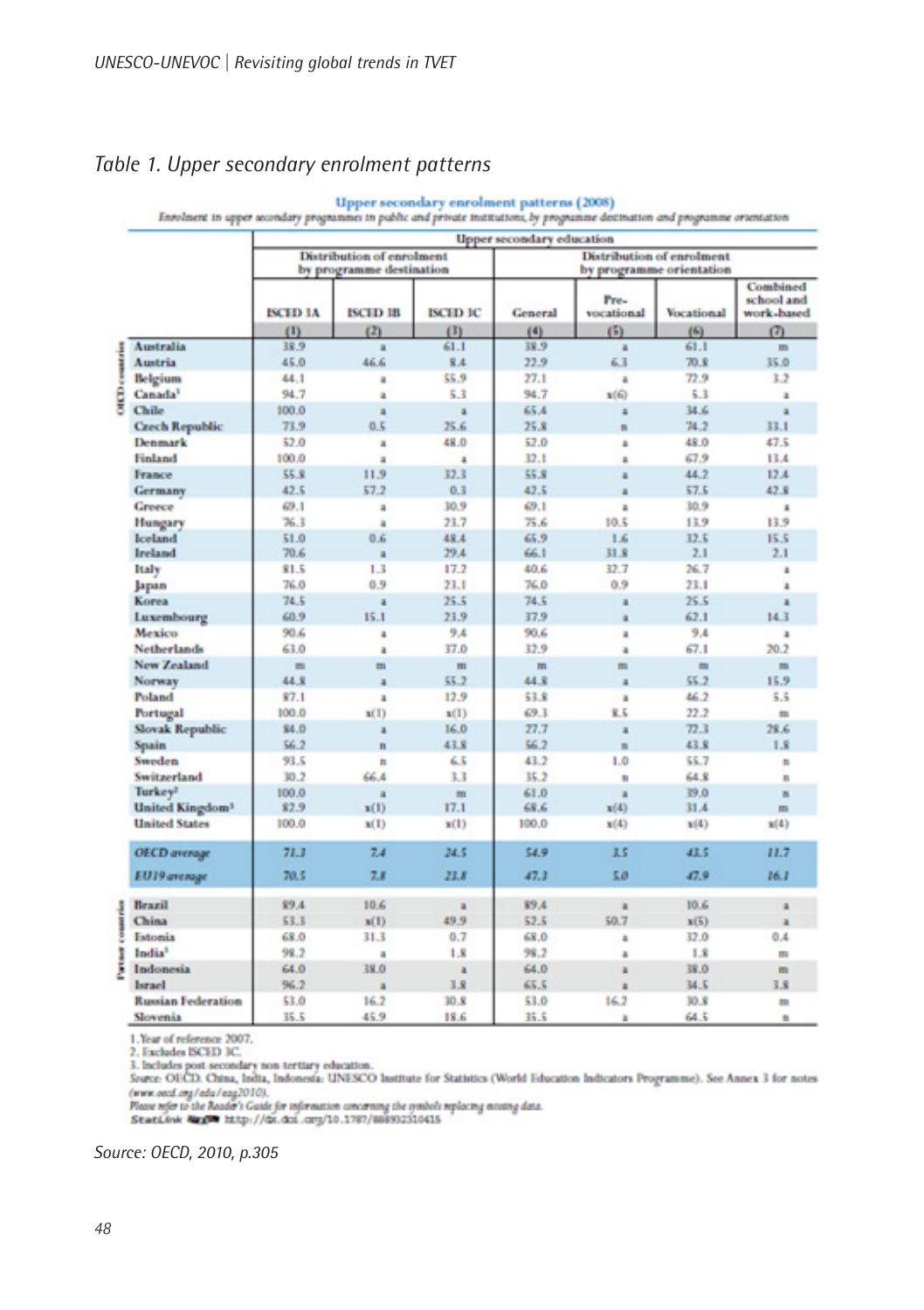*Table 1. Upper secondary enrolment patterns*

**Upper secondary enrolment patterns (2008)**

Enrolment in upper secondary programmes in public and private institutions, by programme destination and programme orientation

| | | Upper secondary education | | | | | | |
|---|---|---|---|---|---|---|---|---|
| | | Distribution of enrolment by programme destination | | | Distribution of enrolment by programme orientation | | | |
| | | ISCED 3A | ISCED 3B | ISCED 3C | General | Pre-vocational | Vocational | Combined school and work-based |
| | | (1) | (2) | (3) | (4) | (5) | (6) | (7) |
| OECD countries | Australia | 38.9 | a | 61.1 | 38.9 | a | 61.1 | m |
| | Austria | 45.0 | 46.6 | 8.4 | 22.9 | 6.3 | 70.8 | 35.0 |
| | Belgium | 44.1 | a | 55.9 | 27.1 | a | 72.9 | 3.2 |
| | Canada[1] | 94.7 | a | 5.3 | 94.7 | x(6) | 5.3 | a |
| | Chile | 100.0 | a | a | 65.4 | a | 34.6 | a |
| | Czech Republic | 73.9 | 0.5 | 25.6 | 25.8 | n | 74.2 | 33.1 |
| | Denmark | 52.0 | a | 48.0 | 52.0 | a | 48.0 | 47.5 |
| | Finland | 100.0 | a | a | 32.1 | a | 67.9 | 13.4 |
| | France | 55.8 | 11.9 | 32.3 | 55.8 | a | 44.2 | 12.4 |
| | Germany | 42.5 | 57.2 | 0.3 | 42.5 | a | 57.5 | 42.8 |
| | Greece | 69.1 | a | 30.9 | 69.1 | a | 30.9 | a |
| | Hungary | 76.3 | a | 23.7 | 75.6 | 10.5 | 13.9 | 13.9 |
| | Iceland | 51.0 | 0.6 | 48.4 | 65.9 | 1.6 | 32.5 | 15.5 |
| | Ireland | 70.6 | a | 29.4 | 66.1 | 31.8 | 2.1 | 2.1 |
| | Italy | 81.5 | 1.3 | 17.2 | 40.6 | 32.7 | 26.7 | a |
| | Japan | 76.0 | 0.9 | 23.1 | 76.0 | 0.9 | 23.1 | a |
| | Korea | 74.5 | a | 25.5 | 74.5 | a | 25.5 | a |
| | Luxembourg | 60.9 | 15.1 | 23.9 | 37.9 | a | 62.1 | 14.3 |
| | Mexico | 90.6 | a | 9.4 | 90.6 | a | 9.4 | a |
| | Netherlands | 63.0 | a | 37.0 | 32.9 | a | 67.1 | 20.2 |
| | New Zealand | m | m | m | m | m | m | m |
| | Norway | 44.8 | a | 55.2 | 44.8 | a | 55.2 | 15.9 |
| | Poland | 87.1 | a | 12.9 | 53.8 | a | 46.2 | 5.5 |
| | Portugal | 100.0 | x(1) | x(1) | 69.3 | 8.5 | 22.2 | m |
| | Slovak Republic | 84.0 | a | 16.0 | 27.7 | a | 72.3 | 28.6 |
| | Spain | 56.2 | n | 43.8 | 56.2 | n | 43.8 | 1.8 |
| | Sweden | 93.5 | n | 6.5 | 43.2 | 1.0 | 55.7 | n |
| | Switzerland | 30.2 | 66.4 | 3.3 | 35.2 | n | 64.8 | n |
| | Turkey[2] | 100.0 | a | m | 61.0 | a | 39.0 | n |
| | United Kingdom[3] | 82.9 | x(1) | 17.1 | 68.6 | x(4) | 31.4 | m |
| | United States | 100.0 | x(1) | x(1) | 100.0 | x(4) | x(4) | x(4) |
| | *OECD average* | *71.3* | *7.4* | *24.5* | *54.9* | *3.5* | *43.5* | *11.7* |
| | *EU19 average* | *70.5* | *7.8* | *23.8* | *47.3* | *5.0* | *47.9* | *16.1* |
| Partner countries | Brazil | 89.4 | 10.6 | a | 89.4 | a | 10.6 | a |
| | China | 53.3 | x(1) | 49.9 | 52.5 | 50.7 | x(5) | a |
| | Estonia | 68.0 | 31.3 | 0.7 | 68.0 | a | 32.0 | 0.4 |
| | India[1] | 98.2 | a | 1.8 | 98.2 | a | 1.8 | m |
| | Indonesia | 64.0 | 38.0 | a | 64.0 | a | 38.0 | m |
| | Israel | 96.2 | a | 3.8 | 65.5 | a | 34.5 | 3.8 |
| | Russian Federation | 53.0 | 16.2 | 30.8 | 53.0 | 16.2 | 30.8 | m |
| | Slovenia | 35.5 | 45.9 | 18.6 | 35.5 | a | 64.5 | n |

1. Year of reference 2007.
2. Excludes ISCED 3C.
3. Includes post secondary non tertiary education.

Source: OECD. China, India, Indonesia: UNESCO Institute for Statistics (World Education Indicators Programme). See Annex 3 for notes (www.oecd.org/edu/eag2010).

Please refer to the Reader's Guide for information concerning the symbols replacing missing data.

StatLink http://dx.doi.org/10.1787/888932310415

*Source: OECD, 2010, p.305*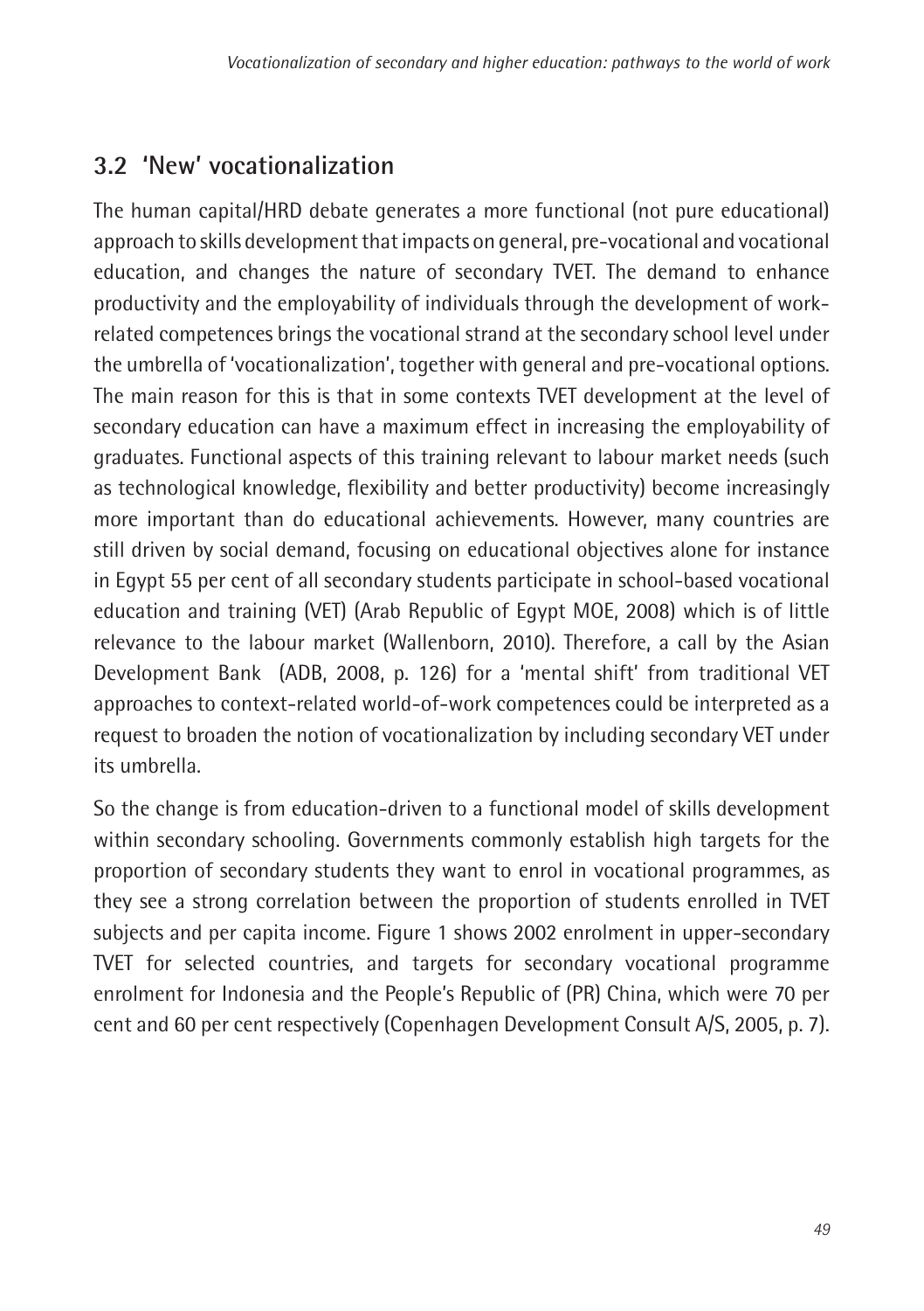## 3.2 'New' vocationalization

The human capital/HRD debate generates a more functional (not pure educational) approach to skills development that impacts on general, pre-vocational and vocational education, and changes the nature of secondary TVET. The demand to enhance productivity and the employability of individuals through the development of work-related competences brings the vocational strand at the secondary school level under the umbrella of 'vocationalization', together with general and pre-vocational options. The main reason for this is that in some contexts TVET development at the level of secondary education can have a maximum effect in increasing the employability of graduates. Functional aspects of this training relevant to labour market needs (such as technological knowledge, flexibility and better productivity) become increasingly more important than do educational achievements. However, many countries are still driven by social demand, focusing on educational objectives alone for instance in Egypt 55 per cent of all secondary students participate in school-based vocational education and training (VET) (Arab Republic of Egypt MOE, 2008) which is of little relevance to the labour market (Wallenborn, 2010). Therefore, a call by the Asian Development Bank (ADB, 2008, p. 126) for a 'mental shift' from traditional VET approaches to context-related world-of-work competences could be interpreted as a request to broaden the notion of vocationalization by including secondary VET under its umbrella.

So the change is from education-driven to a functional model of skills development within secondary schooling. Governments commonly establish high targets for the proportion of secondary students they want to enrol in vocational programmes, as they see a strong correlation between the proportion of students enrolled in TVET subjects and per capita income. Figure 1 shows 2002 enrolment in upper-secondary TVET for selected countries, and targets for secondary vocational programme enrolment for Indonesia and the People's Republic of (PR) China, which were 70 per cent and 60 per cent respectively (Copenhagen Development Consult A/S, 2005, p. 7).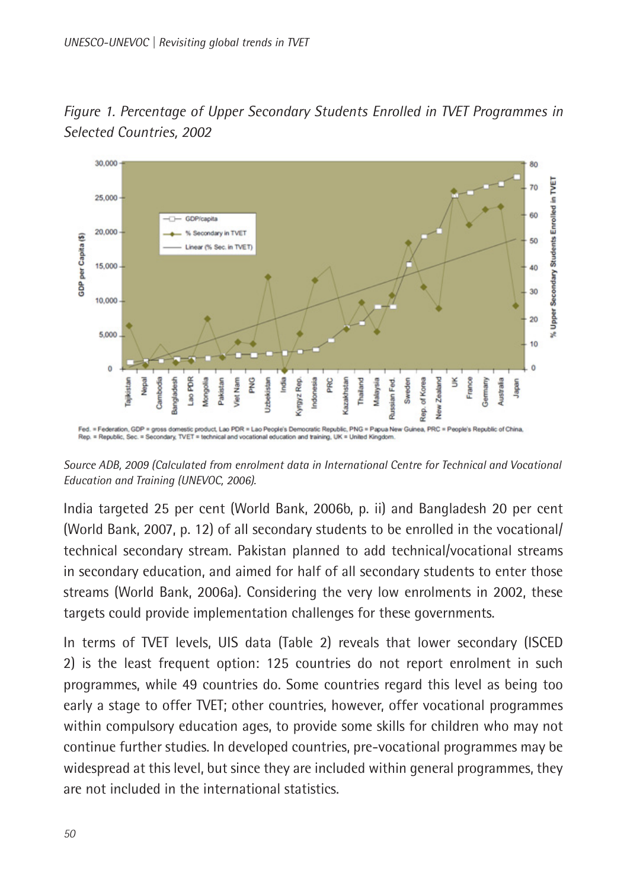*Figure 1. Percentage of Upper Secondary Students Enrolled in TVET Programmes in Selected Countries, 2002*

Fed. = Federation, GDP = gross domestic product, Lao PDR = Lao People's Democratic Republic, PNG = Papua New Guinea, PRC = People's Republic of China, Rep. = Republic, Sec. = Secondary, TVET = technical and vocational education and training, UK = United Kingdom.

*Source ADB, 2009 (Calculated from enrolment data in International Centre for Technical and Vocational Education and Training (UNEVOC, 2006).*

India targeted 25 per cent (World Bank, 2006b, p. ii) and Bangladesh 20 per cent (World Bank, 2007, p. 12) of all secondary students to be enrolled in the vocational/technical secondary stream. Pakistan planned to add technical/vocational streams in secondary education, and aimed for half of all secondary students to enter those streams (World Bank, 2006a). Considering the very low enrolments in 2002, these targets could provide implementation challenges for these governments.

In terms of TVET levels, UIS data (Table 2) reveals that lower secondary (ISCED 2) is the least frequent option: 125 countries do not report enrolment in such programmes, while 49 countries do. Some countries regard this level as being too early a stage to offer TVET; other countries, however, offer vocational programmes within compulsory education ages, to provide some skills for children who may not continue further studies. In developed countries, pre-vocational programmes may be widespread at this level, but since they are included within general programmes, they are not included in the international statistics.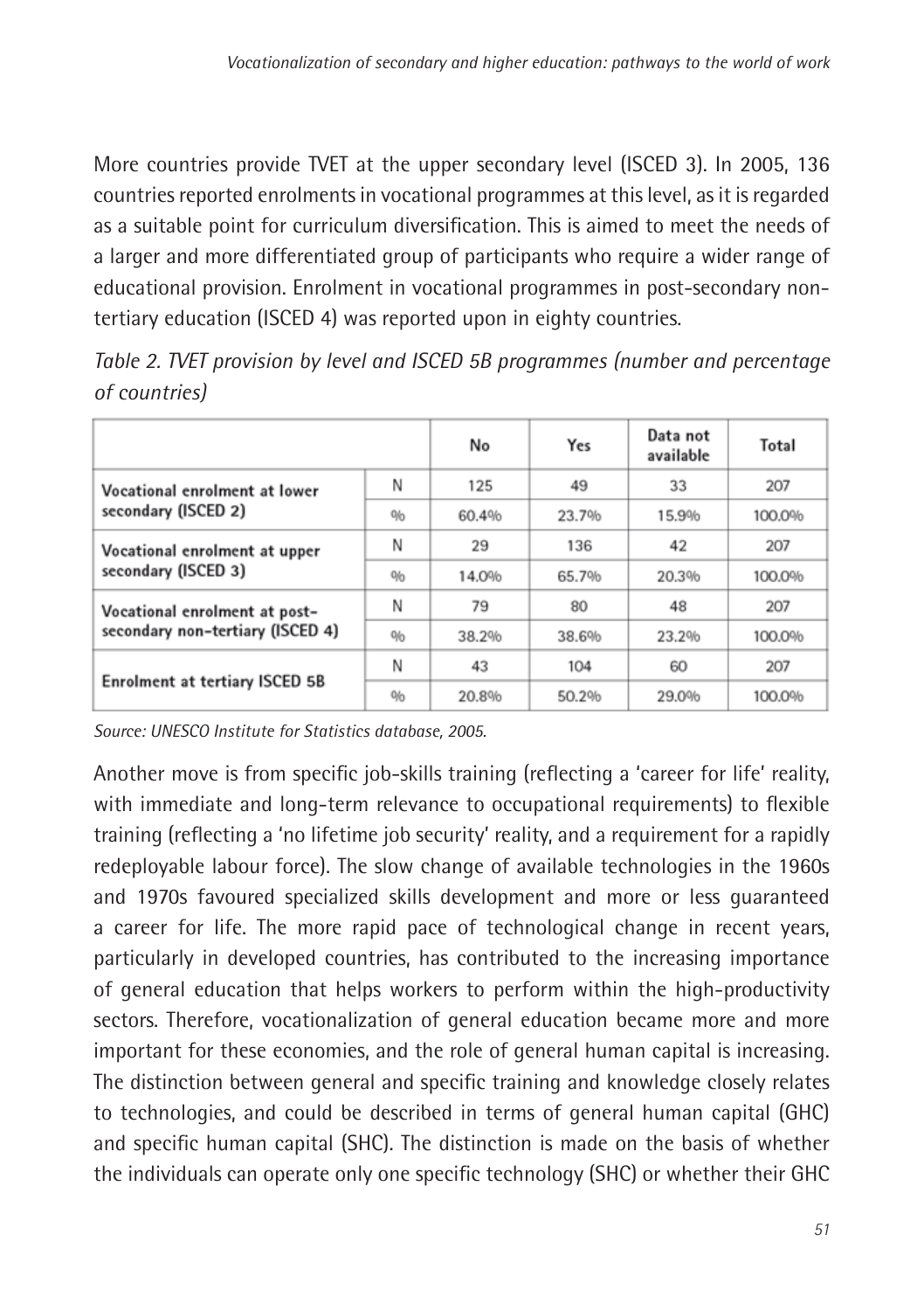More countries provide TVET at the upper secondary level (ISCED 3). In 2005, 136 countries reported enrolments in vocational programmes at this level, as it is regarded as a suitable point for curriculum diversification. This is aimed to meet the needs of a larger and more differentiated group of participants who require a wider range of educational provision. Enrolment in vocational programmes in post-secondary non-tertiary education (ISCED 4) was reported upon in eighty countries.

*Table 2. TVET provision by level and ISCED 5B programmes (number and percentage of countries)*

| | | No | Yes | Data not available | Total |
|---|---|---|---|---|---|
| Vocational enrolment at lower secondary (ISCED 2) | N | 125 | 49 | 33 | 207 |
| | % | 60.4% | 23.7% | 15.9% | 100.0% |
| Vocational enrolment at upper secondary (ISCED 3) | N | 29 | 136 | 42 | 207 |
| | % | 14.0% | 65.7% | 20.3% | 100.0% |
| Vocational enrolment at post-secondary non-tertiary (ISCED 4) | N | 79 | 80 | 48 | 207 |
| | % | 38.2% | 38.6% | 23.2% | 100.0% |
| Enrolment at tertiary ISCED 5B | N | 43 | 104 | 60 | 207 |
| | % | 20.8% | 50.2% | 29.0% | 100.0% |

*Source: UNESCO Institute for Statistics database, 2005.*

Another move is from specific job-skills training (reflecting a 'career for life' reality, with immediate and long-term relevance to occupational requirements) to flexible training (reflecting a 'no lifetime job security' reality, and a requirement for a rapidly redeployable labour force). The slow change of available technologies in the 1960s and 1970s favoured specialized skills development and more or less guaranteed a career for life. The more rapid pace of technological change in recent years, particularly in developed countries, has contributed to the increasing importance of general education that helps workers to perform within the high-productivity sectors. Therefore, vocationalization of general education became more and more important for these economies, and the role of general human capital is increasing. The distinction between general and specific training and knowledge closely relates to technologies, and could be described in terms of general human capital (GHC) and specific human capital (SHC). The distinction is made on the basis of whether the individuals can operate only one specific technology (SHC) or whether their GHC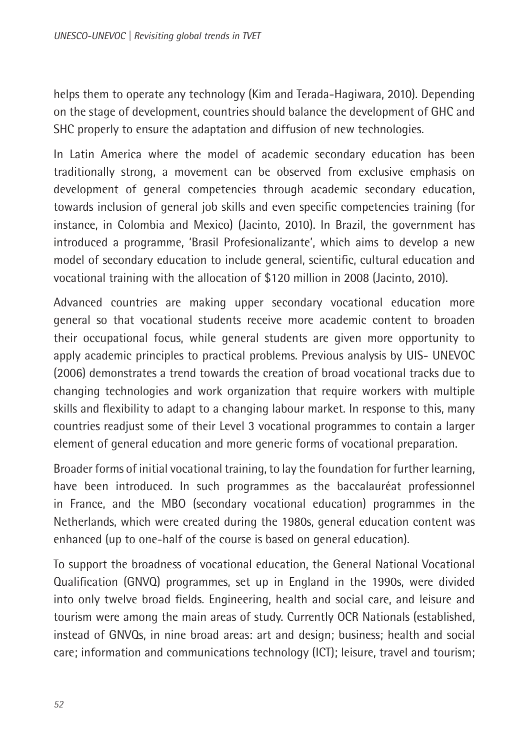helps them to operate any technology (Kim and Terada-Hagiwara, 2010). Depending on the stage of development, countries should balance the development of GHC and SHC properly to ensure the adaptation and diffusion of new technologies.

In Latin America where the model of academic secondary education has been traditionally strong, a movement can be observed from exclusive emphasis on development of general competencies through academic secondary education, towards inclusion of general job skills and even specific competencies training (for instance, in Colombia and Mexico) (Jacinto, 2010). In Brazil, the government has introduced a programme, 'Brasil Profesionalizante', which aims to develop a new model of secondary education to include general, scientific, cultural education and vocational training with the allocation of $120 million in 2008 (Jacinto, 2010).

Advanced countries are making upper secondary vocational education more general so that vocational students receive more academic content to broaden their occupational focus, while general students are given more opportunity to apply academic principles to practical problems. Previous analysis by UIS- UNEVOC (2006) demonstrates a trend towards the creation of broad vocational tracks due to changing technologies and work organization that require workers with multiple skills and flexibility to adapt to a changing labour market. In response to this, many countries readjust some of their Level 3 vocational programmes to contain a larger element of general education and more generic forms of vocational preparation.

Broader forms of initial vocational training, to lay the foundation for further learning, have been introduced. In such programmes as the baccalauréat professionnel in France, and the MBO (secondary vocational education) programmes in the Netherlands, which were created during the 1980s, general education content was enhanced (up to one-half of the course is based on general education).

To support the broadness of vocational education, the General National Vocational Qualification (GNVQ) programmes, set up in England in the 1990s, were divided into only twelve broad fields. Engineering, health and social care, and leisure and tourism were among the main areas of study. Currently OCR Nationals (established, instead of GNVQs, in nine broad areas: art and design; business; health and social care; information and communications technology (ICT); leisure, travel and tourism;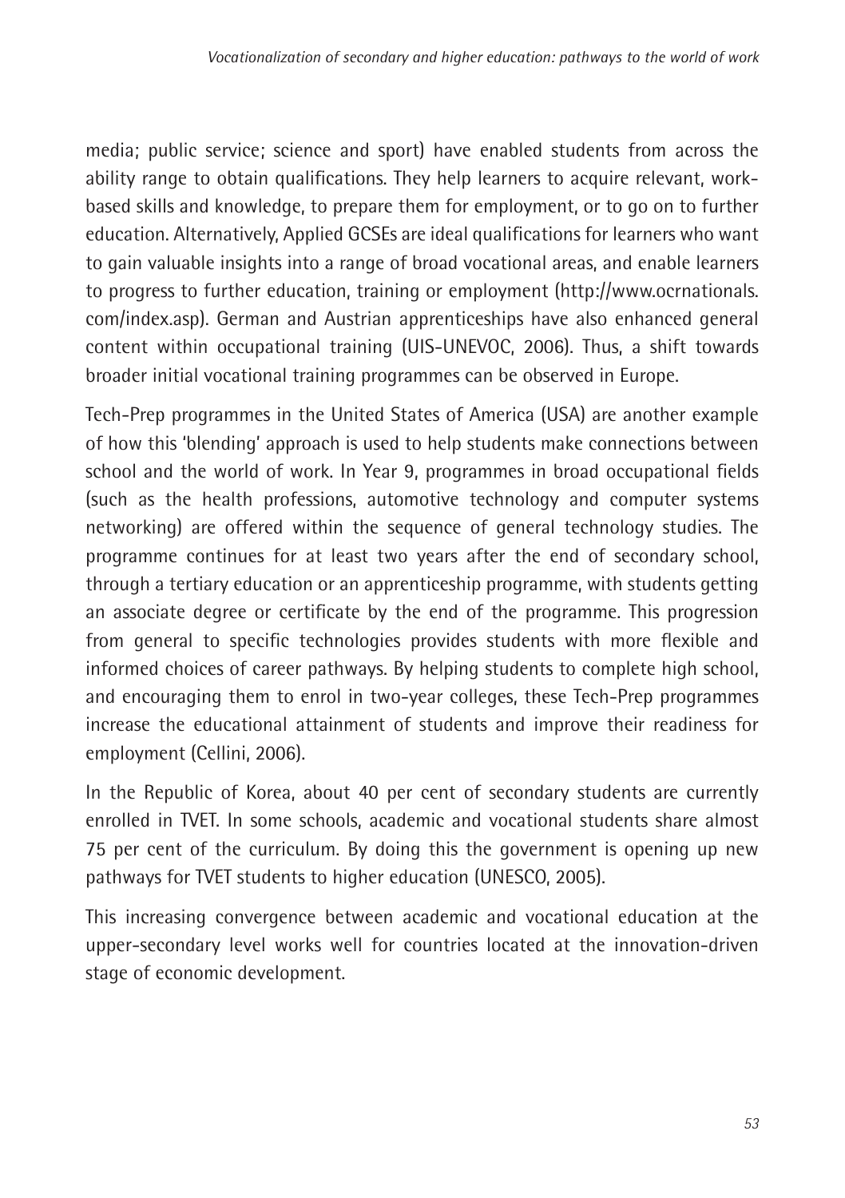media; public service; science and sport) have enabled students from across the ability range to obtain qualifications. They help learners to acquire relevant, work-based skills and knowledge, to prepare them for employment, or to go on to further education. Alternatively, Applied GCSEs are ideal qualifications for learners who want to gain valuable insights into a range of broad vocational areas, and enable learners to progress to further education, training or employment (http://www.ocrnationals.com/index.asp). German and Austrian apprenticeships have also enhanced general content within occupational training (UIS-UNEVOC, 2006). Thus, a shift towards broader initial vocational training programmes can be observed in Europe.

Tech-Prep programmes in the United States of America (USA) are another example of how this 'blending' approach is used to help students make connections between school and the world of work. In Year 9, programmes in broad occupational fields (such as the health professions, automotive technology and computer systems networking) are offered within the sequence of general technology studies. The programme continues for at least two years after the end of secondary school, through a tertiary education or an apprenticeship programme, with students getting an associate degree or certificate by the end of the programme. This progression from general to specific technologies provides students with more flexible and informed choices of career pathways. By helping students to complete high school, and encouraging them to enrol in two-year colleges, these Tech-Prep programmes increase the educational attainment of students and improve their readiness for employment (Cellini, 2006).

In the Republic of Korea, about 40 per cent of secondary students are currently enrolled in TVET. In some schools, academic and vocational students share almost 75 per cent of the curriculum. By doing this the government is opening up new pathways for TVET students to higher education (UNESCO, 2005).

This increasing convergence between academic and vocational education at the upper-secondary level works well for countries located at the innovation-driven stage of economic development.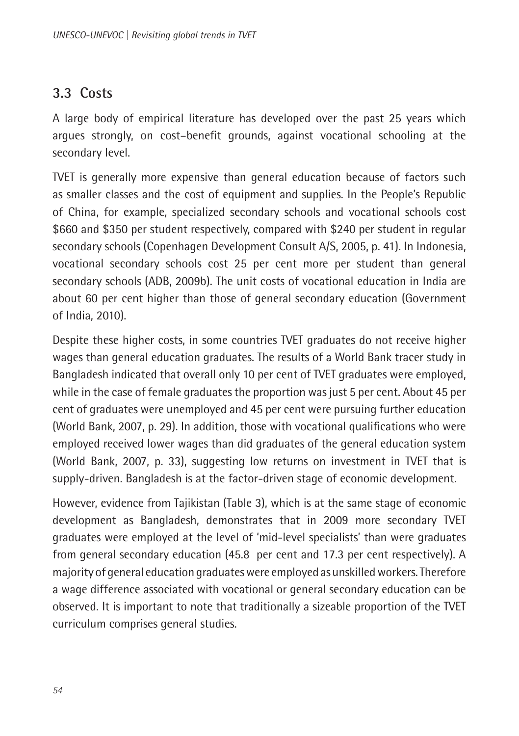## 3.3 Costs

A large body of empirical literature has developed over the past 25 years which argues strongly, on cost–benefit grounds, against vocational schooling at the secondary level.

TVET is generally more expensive than general education because of factors such as smaller classes and the cost of equipment and supplies. In the People's Republic of China, for example, specialized secondary schools and vocational schools cost $660 and $350 per student respectively, compared with $240 per student in regular secondary schools (Copenhagen Development Consult A/S, 2005, p. 41). In Indonesia, vocational secondary schools cost 25 per cent more per student than general secondary schools (ADB, 2009b). The unit costs of vocational education in India are about 60 per cent higher than those of general secondary education (Government of India, 2010).

Despite these higher costs, in some countries TVET graduates do not receive higher wages than general education graduates. The results of a World Bank tracer study in Bangladesh indicated that overall only 10 per cent of TVET graduates were employed, while in the case of female graduates the proportion was just 5 per cent. About 45 per cent of graduates were unemployed and 45 per cent were pursuing further education (World Bank, 2007, p. 29). In addition, those with vocational qualifications who were employed received lower wages than did graduates of the general education system (World Bank, 2007, p. 33), suggesting low returns on investment in TVET that is supply-driven. Bangladesh is at the factor-driven stage of economic development.

However, evidence from Tajikistan (Table 3), which is at the same stage of economic development as Bangladesh, demonstrates that in 2009 more secondary TVET graduates were employed at the level of 'mid-level specialists' than were graduates from general secondary education (45.8 per cent and 17.3 per cent respectively). A majority of general education graduates were employed as unskilled workers. Therefore a wage difference associated with vocational or general secondary education can be observed. It is important to note that traditionally a sizeable proportion of the TVET curriculum comprises general studies.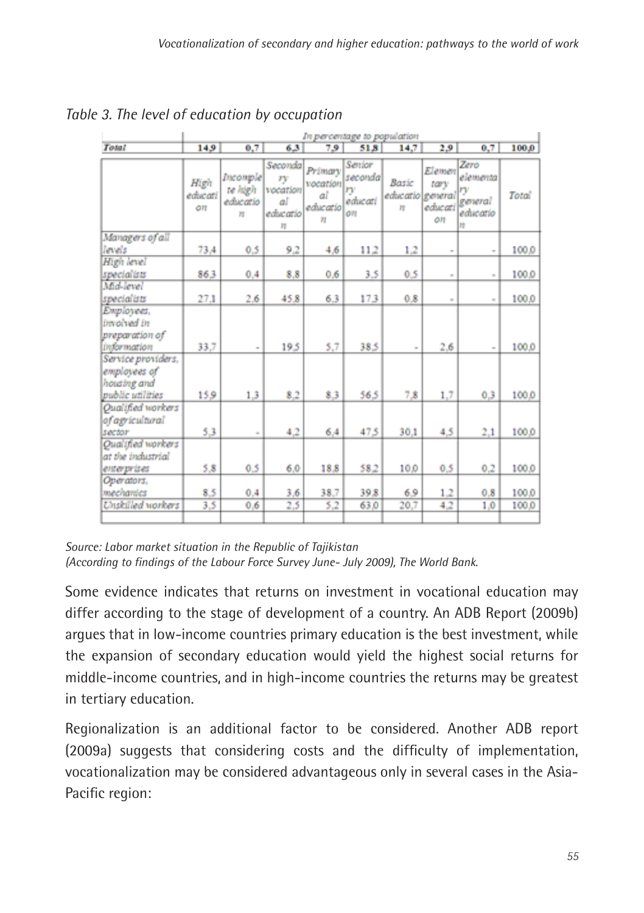*Table 3. The level of education by occupation*

| | In percentage to population | | | | | | | | |
|---|---|---|---|---|---|---|---|---|---|
| **Total** | 14,9 | 0,7 | 6,3 | 7,9 | 51,8 | 14,7 | 2,9 | 0,7 | 100,0 |
| | High education | Incomplete high education | Secondary vocational education | Primary vocational education | Senior secondary education | Basic education | Elementary general education | Zero elementary general education | Total |
| Managers of all levels | 73,4 | 0,5 | 9,2 | 4,6 | 11,2 | 1,2 | - | - | 100,0 |
| High level specialists | 86,3 | 0,4 | 8,8 | 0,6 | 3,5 | 0,5 | - | - | 100,0 |
| Mid-level specialists | 27,1 | 2,6 | 45,8 | 6,3 | 17,3 | 0,8 | - | - | 100,0 |
| Employees, involved in preparation of information | 33,7 | - | 19,5 | 5,7 | 38,5 | - | 2,6 | - | 100,0 |
| Service providers, employees of housing and public utilities | 15,9 | 1,3 | 8,2 | 8,3 | 56,5 | 7,8 | 1,7 | 0,3 | 100,0 |
| Qualified workers of agricultural sector | 5,3 | - | 4,2 | 6,4 | 47,5 | 30,1 | 4,5 | 2,1 | 100,0 |
| Qualified workers at the industrial enterprises | 5,8 | 0,5 | 6,0 | 18,8 | 58,2 | 10,0 | 0,5 | 0,2 | 100,0 |
| Operators, mechanics | 8,5 | 0,4 | 3,6 | 38,7 | 39,8 | 6,9 | 1,2 | 0,8 | 100,0 |
| Unskilled workers | 3,5 | 0,6 | 2,5 | 5,2 | 63,0 | 20,7 | 4,2 | 1,0 | 100,0 |

*Source: Labor market situation in the Republic of Tajikistan*
*(According to findings of the Labour Force Survey June- July 2009), The World Bank.*

Some evidence indicates that returns on investment in vocational education may differ according to the stage of development of a country. An ADB Report (2009b) argues that in low-income countries primary education is the best investment, while the expansion of secondary education would yield the highest social returns for middle-income countries, and in high-income countries the returns may be greatest in tertiary education.

Regionalization is an additional factor to be considered. Another ADB report (2009a) suggests that considering costs and the difficulty of implementation, vocationalization may be considered advantageous only in several cases in the Asia-Pacific region: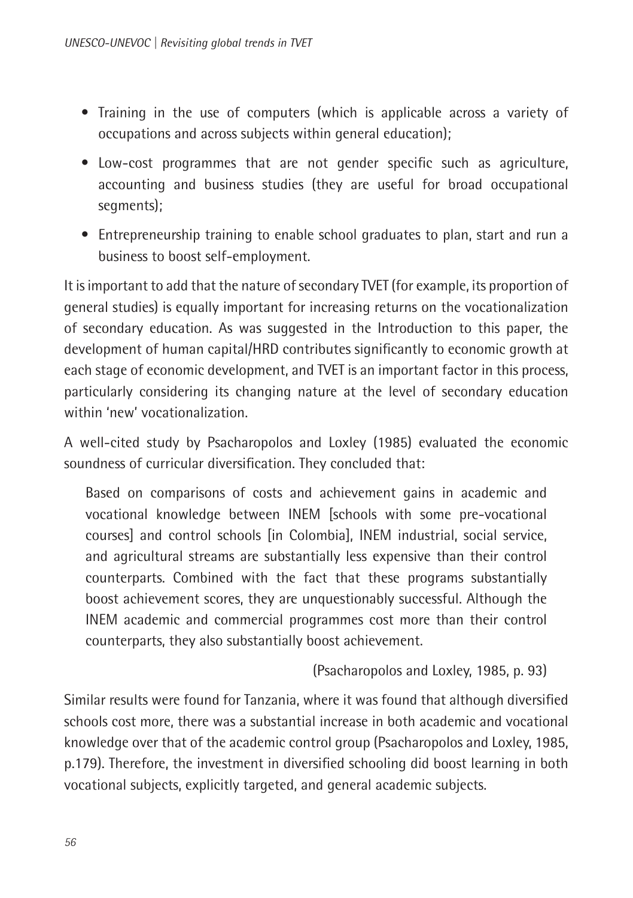- Training in the use of computers (which is applicable across a variety of occupations and across subjects within general education);
- Low-cost programmes that are not gender specific such as agriculture, accounting and business studies (they are useful for broad occupational segments);
- Entrepreneurship training to enable school graduates to plan, start and run a business to boost self-employment.

It is important to add that the nature of secondary TVET (for example, its proportion of general studies) is equally important for increasing returns on the vocationalization of secondary education. As was suggested in the Introduction to this paper, the development of human capital/HRD contributes significantly to economic growth at each stage of economic development, and TVET is an important factor in this process, particularly considering its changing nature at the level of secondary education within 'new' vocationalization.

A well-cited study by Psacharopolos and Loxley (1985) evaluated the economic soundness of curricular diversification. They concluded that:

> Based on comparisons of costs and achievement gains in academic and vocational knowledge between INEM [schools with some pre-vocational courses] and control schools [in Colombia], INEM industrial, social service, and agricultural streams are substantially less expensive than their control counterparts. Combined with the fact that these programs substantially boost achievement scores, they are unquestionably successful. Although the INEM academic and commercial programmes cost more than their control counterparts, they also substantially boost achievement.
>
> (Psacharopolos and Loxley, 1985, p. 93)

Similar results were found for Tanzania, where it was found that although diversified schools cost more, there was a substantial increase in both academic and vocational knowledge over that of the academic control group (Psacharopolos and Loxley, 1985, p.179). Therefore, the investment in diversified schooling did boost learning in both vocational subjects, explicitly targeted, and general academic subjects.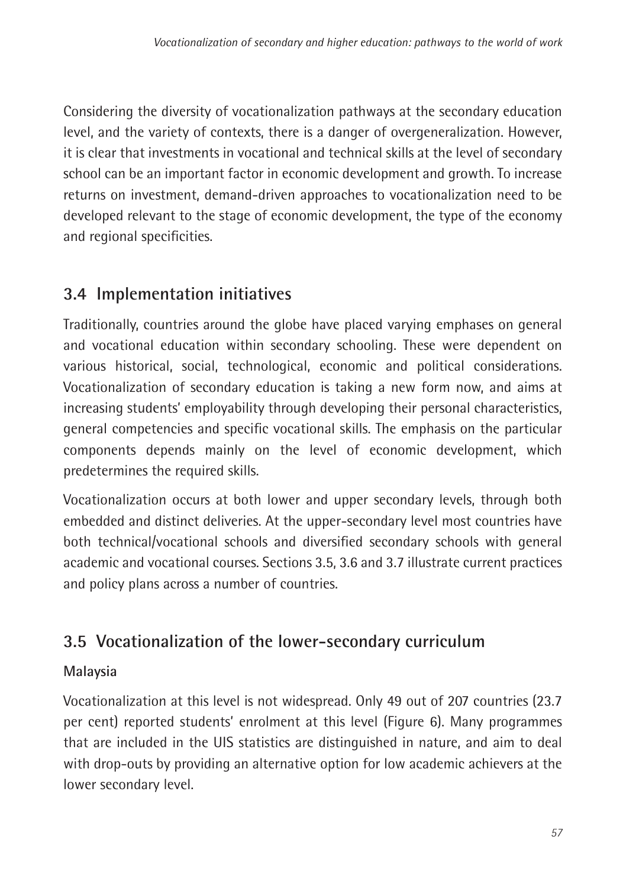Considering the diversity of vocationalization pathways at the secondary education level, and the variety of contexts, there is a danger of overgeneralization. However, it is clear that investments in vocational and technical skills at the level of secondary school can be an important factor in economic development and growth. To increase returns on investment, demand-driven approaches to vocationalization need to be developed relevant to the stage of economic development, the type of the economy and regional specificities.

## 3.4 Implementation initiatives

Traditionally, countries around the globe have placed varying emphases on general and vocational education within secondary schooling. These were dependent on various historical, social, technological, economic and political considerations. Vocationalization of secondary education is taking a new form now, and aims at increasing students' employability through developing their personal characteristics, general competencies and specific vocational skills. The emphasis on the particular components depends mainly on the level of economic development, which predetermines the required skills.

Vocationalization occurs at both lower and upper secondary levels, through both embedded and distinct deliveries. At the upper-secondary level most countries have both technical/vocational schools and diversified secondary schools with general academic and vocational courses. Sections 3.5, 3.6 and 3.7 illustrate current practices and policy plans across a number of countries.

## 3.5 Vocationalization of the lower-secondary curriculum

### Malaysia

Vocationalization at this level is not widespread. Only 49 out of 207 countries (23.7 per cent) reported students' enrolment at this level (Figure 6). Many programmes that are included in the UIS statistics are distinguished in nature, and aim to deal with drop-outs by providing an alternative option for low academic achievers at the lower secondary level.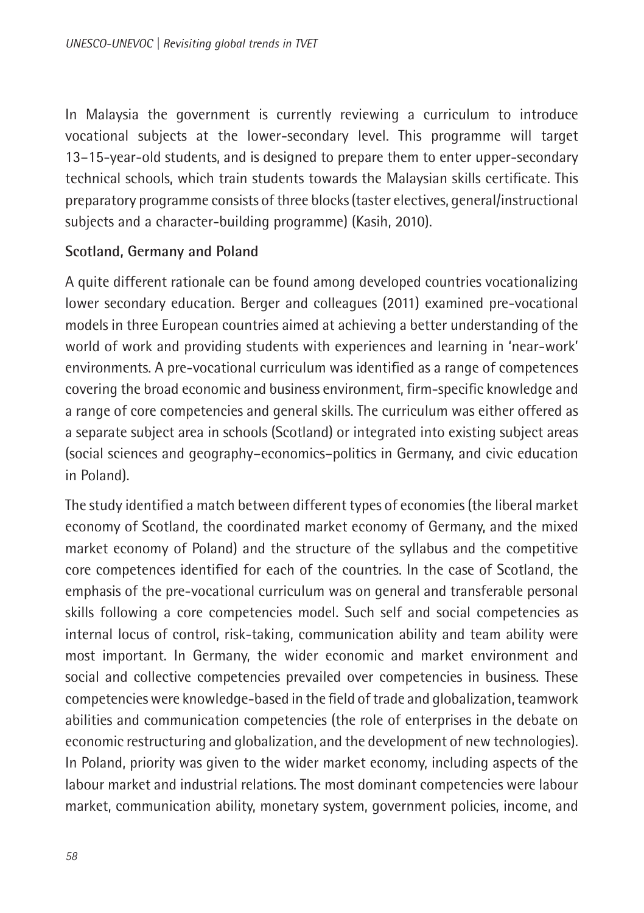In Malaysia the government is currently reviewing a curriculum to introduce vocational subjects at the lower-secondary level. This programme will target 13–15-year-old students, and is designed to prepare them to enter upper-secondary technical schools, which train students towards the Malaysian skills certificate. This preparatory programme consists of three blocks (taster electives, general/instructional subjects and a character-building programme) (Kasih, 2010).

**Scotland, Germany and Poland**

A quite different rationale can be found among developed countries vocationalizing lower secondary education. Berger and colleagues (2011) examined pre-vocational models in three European countries aimed at achieving a better understanding of the world of work and providing students with experiences and learning in 'near-work' environments. A pre-vocational curriculum was identified as a range of competences covering the broad economic and business environment, firm-specific knowledge and a range of core competencies and general skills. The curriculum was either offered as a separate subject area in schools (Scotland) or integrated into existing subject areas (social sciences and geography–economics–politics in Germany, and civic education in Poland).

The study identified a match between different types of economies (the liberal market economy of Scotland, the coordinated market economy of Germany, and the mixed market economy of Poland) and the structure of the syllabus and the competitive core competences identified for each of the countries. In the case of Scotland, the emphasis of the pre-vocational curriculum was on general and transferable personal skills following a core competencies model. Such self and social competencies as internal locus of control, risk-taking, communication ability and team ability were most important. In Germany, the wider economic and market environment and social and collective competencies prevailed over competencies in business. These competencies were knowledge-based in the field of trade and globalization, teamwork abilities and communication competencies (the role of enterprises in the debate on economic restructuring and globalization, and the development of new technologies). In Poland, priority was given to the wider market economy, including aspects of the labour market and industrial relations. The most dominant competencies were labour market, communication ability, monetary system, government policies, income, and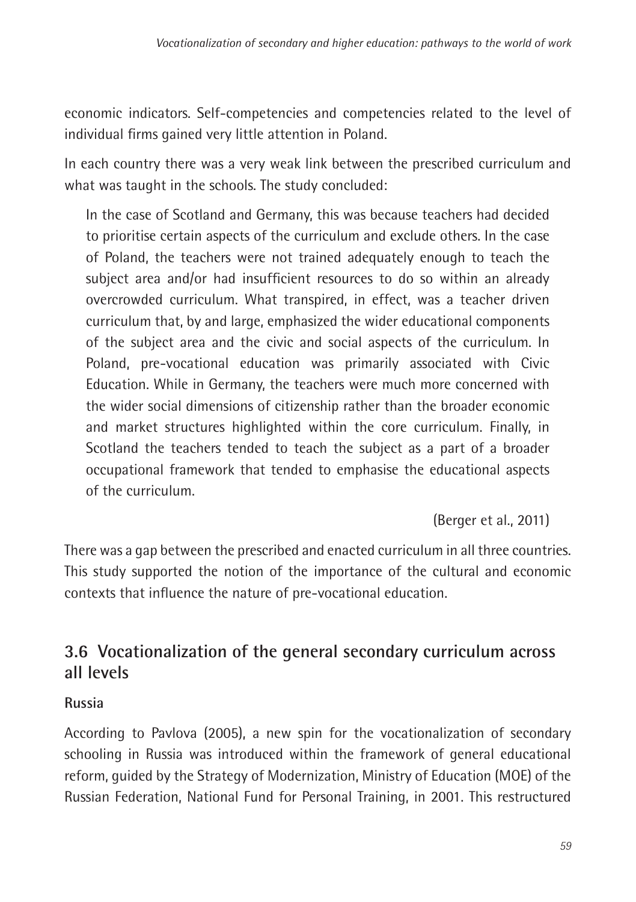economic indicators. Self-competencies and competencies related to the level of individual firms gained very little attention in Poland.

In each country there was a very weak link between the prescribed curriculum and what was taught in the schools. The study concluded:

> In the case of Scotland and Germany, this was because teachers had decided to prioritise certain aspects of the curriculum and exclude others. In the case of Poland, the teachers were not trained adequately enough to teach the subject area and/or had insufficient resources to do so within an already overcrowded curriculum. What transpired, in effect, was a teacher driven curriculum that, by and large, emphasized the wider educational components of the subject area and the civic and social aspects of the curriculum. In Poland, pre-vocational education was primarily associated with Civic Education. While in Germany, the teachers were much more concerned with the wider social dimensions of citizenship rather than the broader economic and market structures highlighted within the core curriculum. Finally, in Scotland the teachers tended to teach the subject as a part of a broader occupational framework that tended to emphasise the educational aspects of the curriculum.
>
> (Berger et al., 2011)

There was a gap between the prescribed and enacted curriculum in all three countries. This study supported the notion of the importance of the cultural and economic contexts that influence the nature of pre-vocational education.

## 3.6 Vocationalization of the general secondary curriculum across all levels

**Russia**

According to Pavlova (2005), a new spin for the vocationalization of secondary schooling in Russia was introduced within the framework of general educational reform, guided by the Strategy of Modernization, Ministry of Education (MOE) of the Russian Federation, National Fund for Personal Training, in 2001. This restructured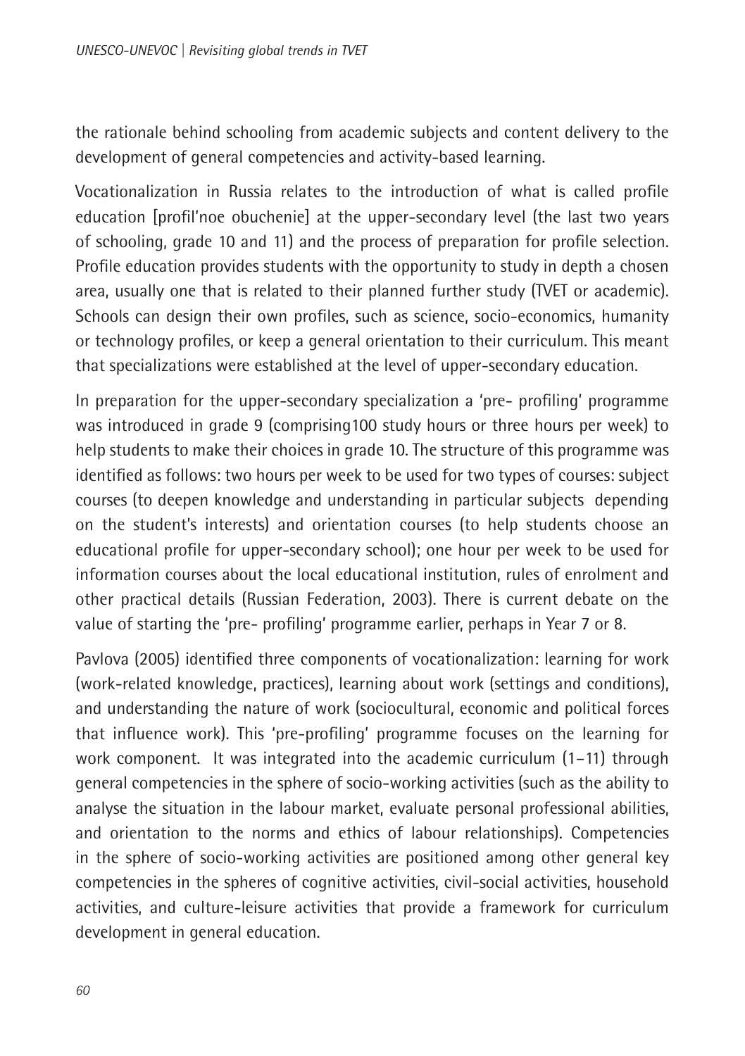the rationale behind schooling from academic subjects and content delivery to the development of general competencies and activity-based learning.

Vocationalization in Russia relates to the introduction of what is called profile education [profil'noe obuchenie] at the upper-secondary level (the last two years of schooling, grade 10 and 11) and the process of preparation for profile selection. Profile education provides students with the opportunity to study in depth a chosen area, usually one that is related to their planned further study (TVET or academic). Schools can design their own profiles, such as science, socio-economics, humanity or technology profiles, or keep a general orientation to their curriculum. This meant that specializations were established at the level of upper-secondary education.

In preparation for the upper-secondary specialization a 'pre- profiling' programme was introduced in grade 9 (comprising100 study hours or three hours per week) to help students to make their choices in grade 10. The structure of this programme was identified as follows: two hours per week to be used for two types of courses: subject courses (to deepen knowledge and understanding in particular subjects depending on the student's interests) and orientation courses (to help students choose an educational profile for upper-secondary school); one hour per week to be used for information courses about the local educational institution, rules of enrolment and other practical details (Russian Federation, 2003). There is current debate on the value of starting the 'pre- profiling' programme earlier, perhaps in Year 7 or 8.

Pavlova (2005) identified three components of vocationalization: learning for work (work-related knowledge, practices), learning about work (settings and conditions), and understanding the nature of work (sociocultural, economic and political forces that influence work). This 'pre-profiling' programme focuses on the learning for work component. It was integrated into the academic curriculum (1–11) through general competencies in the sphere of socio-working activities (such as the ability to analyse the situation in the labour market, evaluate personal professional abilities, and orientation to the norms and ethics of labour relationships). Competencies in the sphere of socio-working activities are positioned among other general key competencies in the spheres of cognitive activities, civil-social activities, household activities, and culture-leisure activities that provide a framework for curriculum development in general education.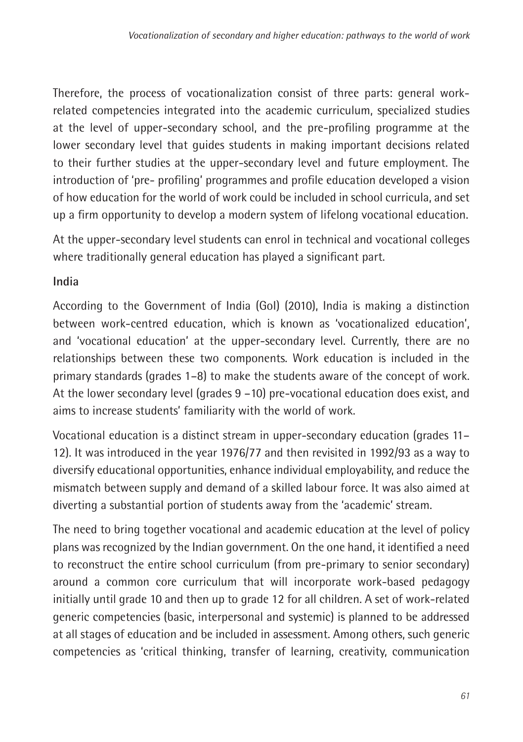Therefore, the process of vocationalization consist of three parts: general work-related competencies integrated into the academic curriculum, specialized studies at the level of upper-secondary school, and the pre-profiling programme at the lower secondary level that guides students in making important decisions related to their further studies at the upper-secondary level and future employment. The introduction of 'pre- profiling' programmes and profile education developed a vision of how education for the world of work could be included in school curricula, and set up a firm opportunity to develop a modern system of lifelong vocational education.

At the upper-secondary level students can enrol in technical and vocational colleges where traditionally general education has played a significant part.

**India**

According to the Government of India (GoI) (2010), India is making a distinction between work-centred education, which is known as 'vocationalized education', and 'vocational education' at the upper-secondary level. Currently, there are no relationships between these two components. Work education is included in the primary standards (grades 1–8) to make the students aware of the concept of work. At the lower secondary level (grades 9 –10) pre-vocational education does exist, and aims to increase students' familiarity with the world of work.

Vocational education is a distinct stream in upper-secondary education (grades 11–12). It was introduced in the year 1976/77 and then revisited in 1992/93 as a way to diversify educational opportunities, enhance individual employability, and reduce the mismatch between supply and demand of a skilled labour force. It was also aimed at diverting a substantial portion of students away from the 'academic' stream.

The need to bring together vocational and academic education at the level of policy plans was recognized by the Indian government. On the one hand, it identified a need to reconstruct the entire school curriculum (from pre-primary to senior secondary) around a common core curriculum that will incorporate work-based pedagogy initially until grade 10 and then up to grade 12 for all children. A set of work-related generic competencies (basic, interpersonal and systemic) is planned to be addressed at all stages of education and be included in assessment. Among others, such generic competencies as 'critical thinking, transfer of learning, creativity, communication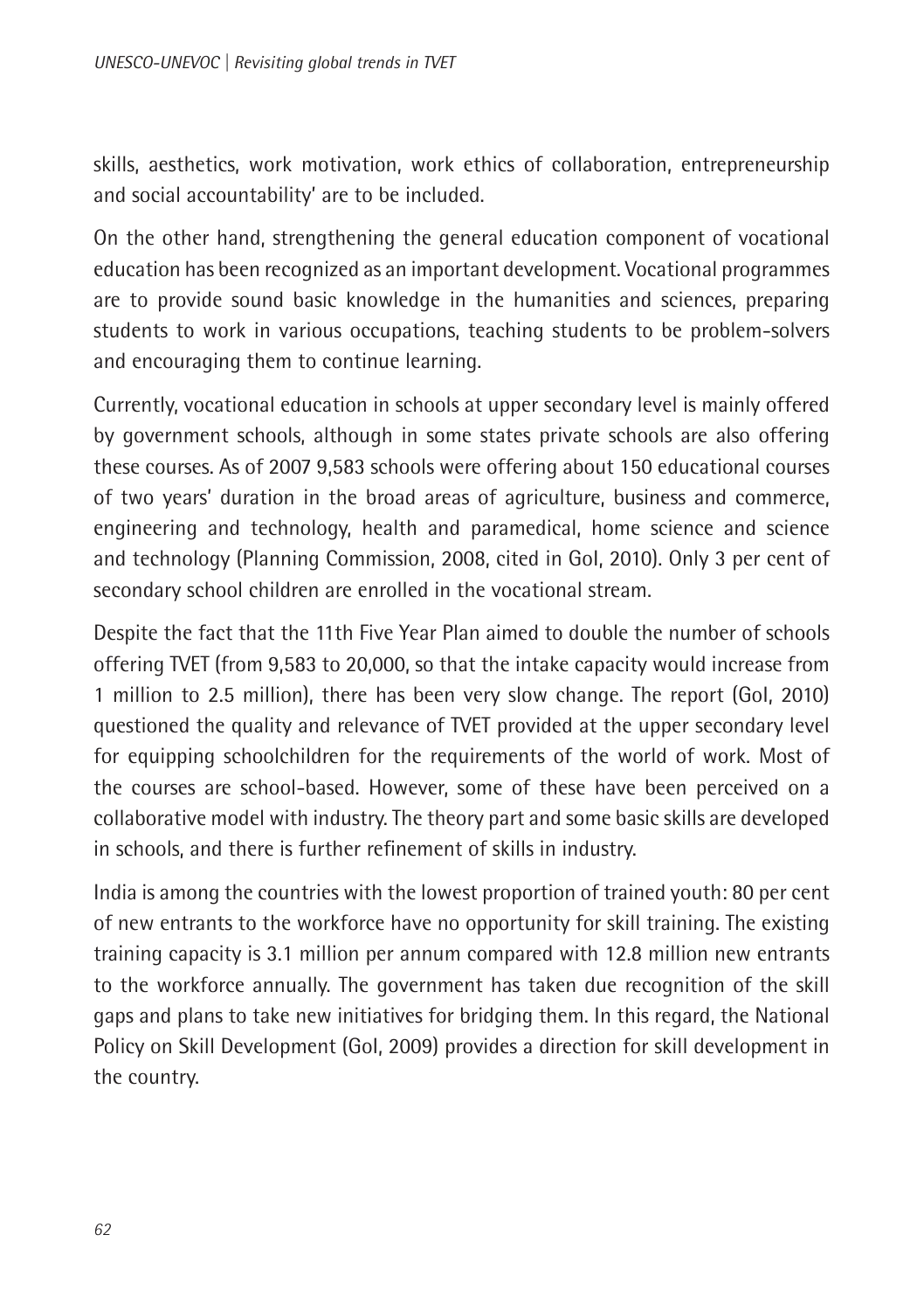skills, aesthetics, work motivation, work ethics of collaboration, entrepreneurship and social accountability' are to be included.

On the other hand, strengthening the general education component of vocational education has been recognized as an important development. Vocational programmes are to provide sound basic knowledge in the humanities and sciences, preparing students to work in various occupations, teaching students to be problem-solvers and encouraging them to continue learning.

Currently, vocational education in schools at upper secondary level is mainly offered by government schools, although in some states private schools are also offering these courses. As of 2007 9,583 schools were offering about 150 educational courses of two years' duration in the broad areas of agriculture, business and commerce, engineering and technology, health and paramedical, home science and science and technology (Planning Commission, 2008, cited in GoI, 2010). Only 3 per cent of secondary school children are enrolled in the vocational stream.

Despite the fact that the 11th Five Year Plan aimed to double the number of schools offering TVET (from 9,583 to 20,000, so that the intake capacity would increase from 1 million to 2.5 million), there has been very slow change. The report (GoI, 2010) questioned the quality and relevance of TVET provided at the upper secondary level for equipping schoolchildren for the requirements of the world of work. Most of the courses are school-based. However, some of these have been perceived on a collaborative model with industry. The theory part and some basic skills are developed in schools, and there is further refinement of skills in industry.

India is among the countries with the lowest proportion of trained youth: 80 per cent of new entrants to the workforce have no opportunity for skill training. The existing training capacity is 3.1 million per annum compared with 12.8 million new entrants to the workforce annually. The government has taken due recognition of the skill gaps and plans to take new initiatives for bridging them. In this regard, the National Policy on Skill Development (GoI, 2009) provides a direction for skill development in the country.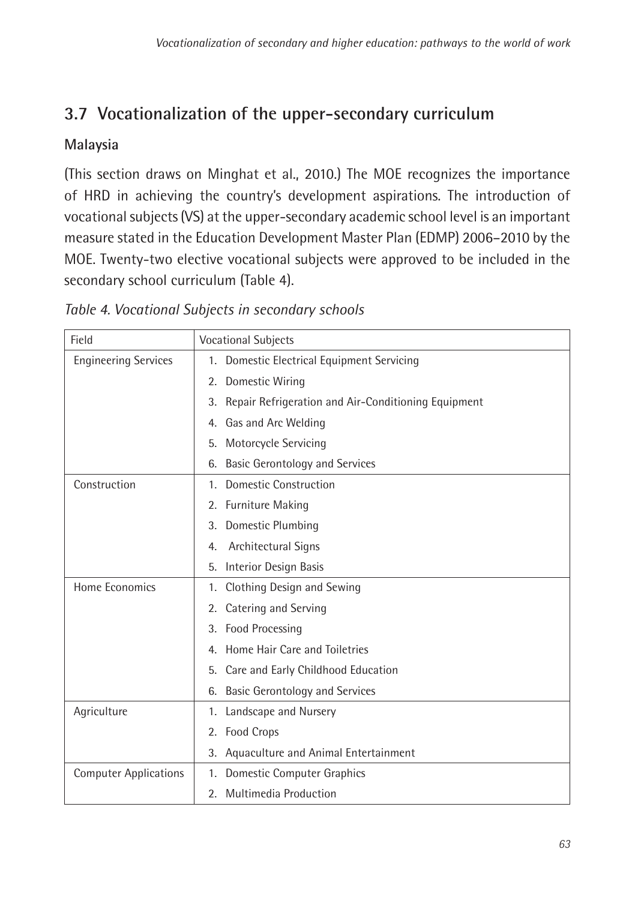## 3.7 Vocationalization of the upper-secondary curriculum

### Malaysia

(This section draws on Minghat et al., 2010.) The MOE recognizes the importance of HRD in achieving the country's development aspirations. The introduction of vocational subjects (VS) at the upper-secondary academic school level is an important measure stated in the Education Development Master Plan (EDMP) 2006–2010 by the MOE. Twenty-two elective vocational subjects were approved to be included in the secondary school curriculum (Table 4).

*Table 4. Vocational Subjects in secondary schools*

| Field | Vocational Subjects |
|---|---|
| Engineering Services | 1. Domestic Electrical Equipment Servicing |
| | 2. Domestic Wiring |
| | 3. Repair Refrigeration and Air-Conditioning Equipment |
| | 4. Gas and Arc Welding |
| | 5. Motorcycle Servicing |
| | 6. Basic Gerontology and Services |
| Construction | 1. Domestic Construction |
| | 2. Furniture Making |
| | 3. Domestic Plumbing |
| | 4. Architectural Signs |
| | 5. Interior Design Basis |
| Home Economics | 1. Clothing Design and Sewing |
| | 2. Catering and Serving |
| | 3. Food Processing |
| | 4. Home Hair Care and Toiletries |
| | 5. Care and Early Childhood Education |
| | 6. Basic Gerontology and Services |
| Agriculture | 1. Landscape and Nursery |
| | 2. Food Crops |
| | 3. Aquaculture and Animal Entertainment |
| Computer Applications | 1. Domestic Computer Graphics |
| | 2. Multimedia Production |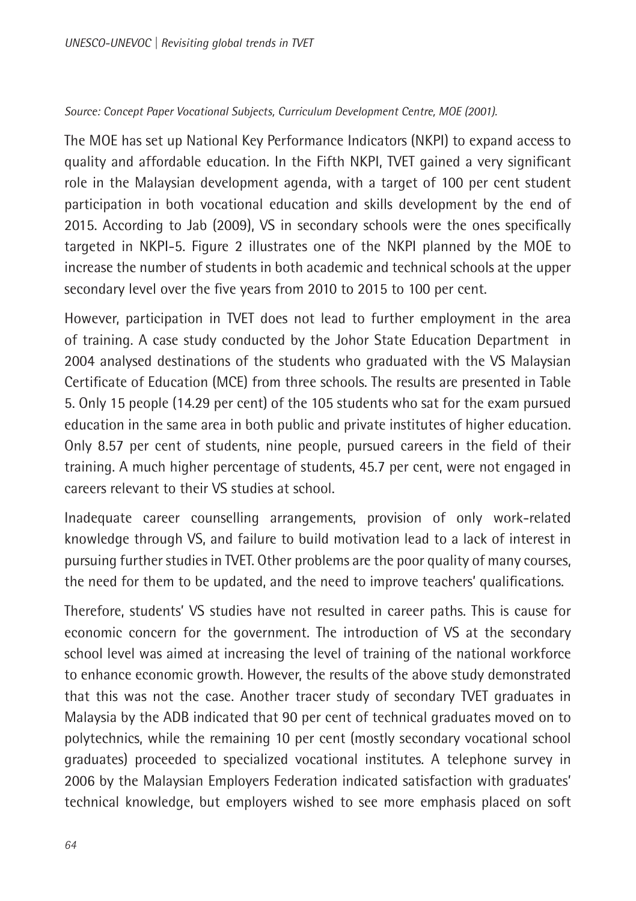*Source: Concept Paper Vocational Subjects, Curriculum Development Centre, MOE (2001).*

The MOE has set up National Key Performance Indicators (NKPI) to expand access to quality and affordable education. In the Fifth NKPI, TVET gained a very significant role in the Malaysian development agenda, with a target of 100 per cent student participation in both vocational education and skills development by the end of 2015. According to Jab (2009), VS in secondary schools were the ones specifically targeted in NKPI-5. Figure 2 illustrates one of the NKPI planned by the MOE to increase the number of students in both academic and technical schools at the upper secondary level over the five years from 2010 to 2015 to 100 per cent.

However, participation in TVET does not lead to further employment in the area of training. A case study conducted by the Johor State Education Department in 2004 analysed destinations of the students who graduated with the VS Malaysian Certificate of Education (MCE) from three schools. The results are presented in Table 5. Only 15 people (14.29 per cent) of the 105 students who sat for the exam pursued education in the same area in both public and private institutes of higher education. Only 8.57 per cent of students, nine people, pursued careers in the field of their training. A much higher percentage of students, 45.7 per cent, were not engaged in careers relevant to their VS studies at school.

Inadequate career counselling arrangements, provision of only work-related knowledge through VS, and failure to build motivation lead to a lack of interest in pursuing further studies in TVET. Other problems are the poor quality of many courses, the need for them to be updated, and the need to improve teachers' qualifications.

Therefore, students' VS studies have not resulted in career paths. This is cause for economic concern for the government. The introduction of VS at the secondary school level was aimed at increasing the level of training of the national workforce to enhance economic growth. However, the results of the above study demonstrated that this was not the case. Another tracer study of secondary TVET graduates in Malaysia by the ADB indicated that 90 per cent of technical graduates moved on to polytechnics, while the remaining 10 per cent (mostly secondary vocational school graduates) proceeded to specialized vocational institutes. A telephone survey in 2006 by the Malaysian Employers Federation indicated satisfaction with graduates' technical knowledge, but employers wished to see more emphasis placed on soft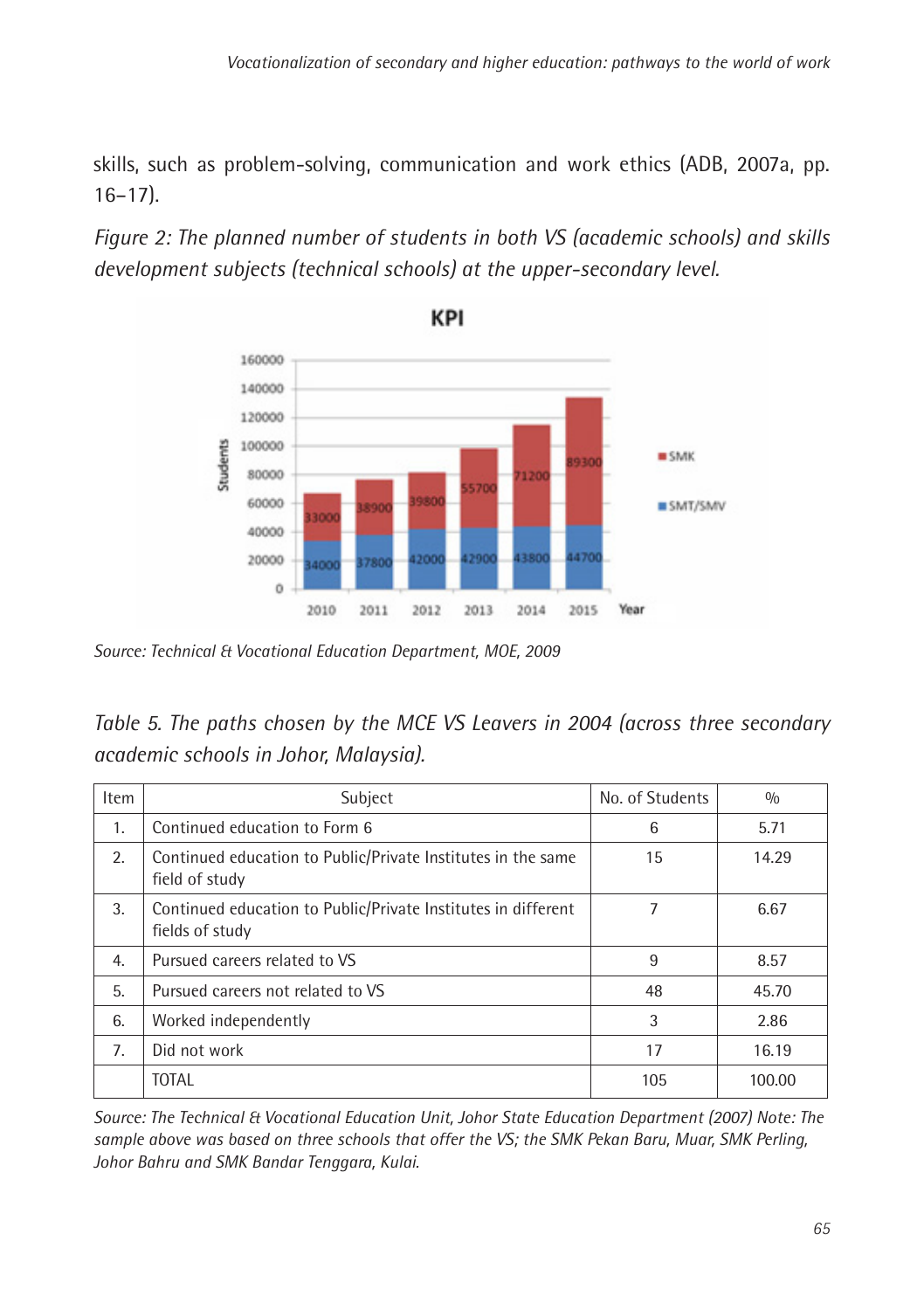skills, such as problem-solving, communication and work ethics (ADB, 2007a, pp. 16–17).

*Figure 2: The planned number of students in both VS (academic schools) and skills development subjects (technical schools) at the upper-secondary level.*

*Source: Technical & Vocational Education Department, MOE, 2009*

*Table 5. The paths chosen by the MCE VS Leavers in 2004 (across three secondary academic schools in Johor, Malaysia).*

| Item | Subject | No. of Students | % |
|---|---|---|---|
| 1. | Continued education to Form 6 | 6 | 5.71 |
| 2. | Continued education to Public/Private Institutes in the same field of study | 15 | 14.29 |
| 3. | Continued education to Public/Private Institutes in different fields of study | 7 | 6.67 |
| 4. | Pursued careers related to VS | 9 | 8.57 |
| 5. | Pursued careers not related to VS | 48 | 45.70 |
| 6. | Worked independently | 3 | 2.86 |
| 7. | Did not work | 17 | 16.19 |
| | TOTAL | 105 | 100.00 |

*Source: The Technical & Vocational Education Unit, Johor State Education Department (2007) Note: The sample above was based on three schools that offer the VS; the SMK Pekan Baru, Muar, SMK Perling, Johor Bahru and SMK Bandar Tenggara, Kulai.*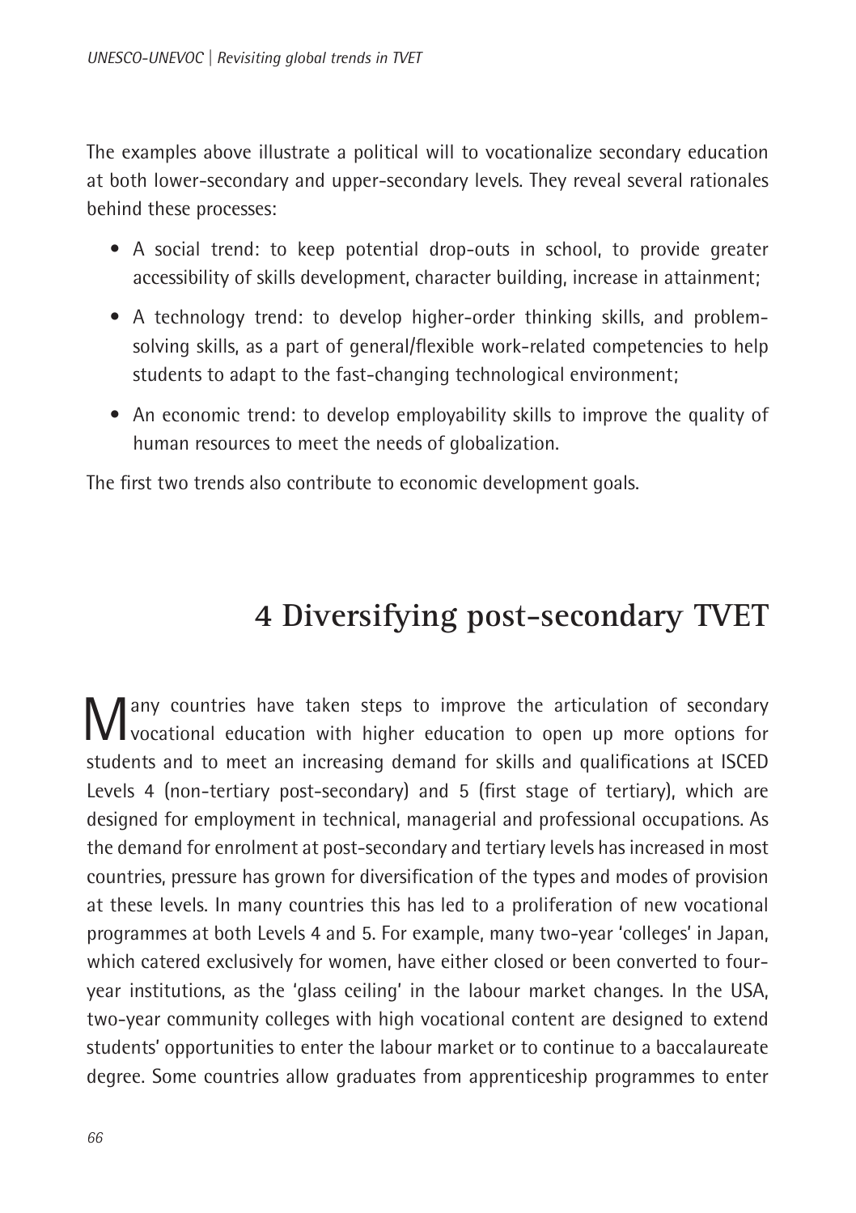The examples above illustrate a political will to vocationalize secondary education at both lower-secondary and upper-secondary levels. They reveal several rationales behind these processes:

- A social trend: to keep potential drop-outs in school, to provide greater accessibility of skills development, character building, increase in attainment;
- A technology trend: to develop higher-order thinking skills, and problem-solving skills, as a part of general/flexible work-related competencies to help students to adapt to the fast-changing technological environment;
- An economic trend: to develop employability skills to improve the quality of human resources to meet the needs of globalization.

The first two trends also contribute to economic development goals.

# 4 Diversifying post-secondary TVET

Many countries have taken steps to improve the articulation of secondary vocational education with higher education to open up more options for students and to meet an increasing demand for skills and qualifications at ISCED Levels 4 (non-tertiary post-secondary) and 5 (first stage of tertiary), which are designed for employment in technical, managerial and professional occupations. As the demand for enrolment at post-secondary and tertiary levels has increased in most countries, pressure has grown for diversification of the types and modes of provision at these levels. In many countries this has led to a proliferation of new vocational programmes at both Levels 4 and 5. For example, many two-year 'colleges' in Japan, which catered exclusively for women, have either closed or been converted to four-year institutions, as the 'glass ceiling' in the labour market changes. In the USA, two-year community colleges with high vocational content are designed to extend students' opportunities to enter the labour market or to continue to a baccalaureate degree. Some countries allow graduates from apprenticeship programmes to enter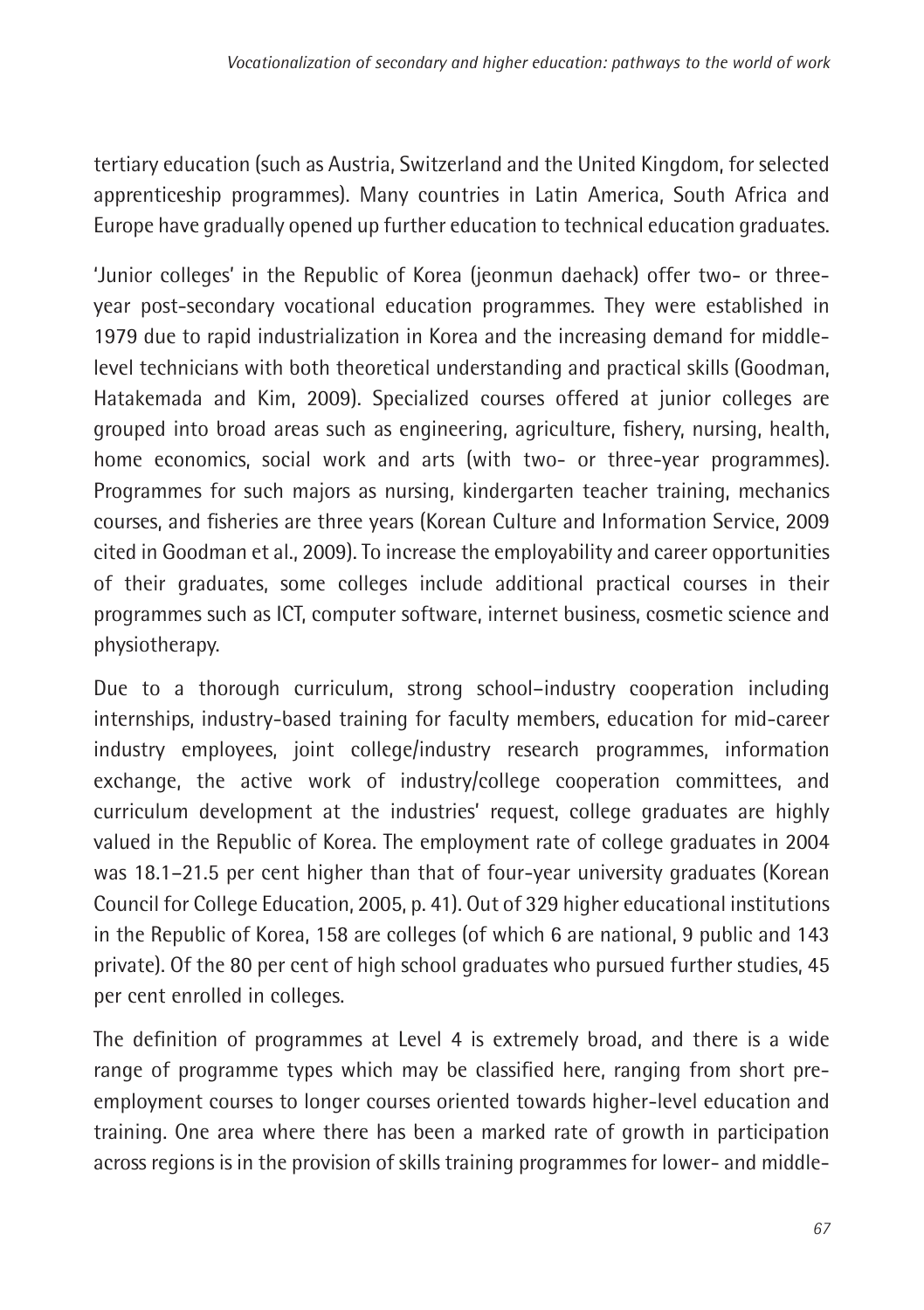tertiary education (such as Austria, Switzerland and the United Kingdom, for selected apprenticeship programmes). Many countries in Latin America, South Africa and Europe have gradually opened up further education to technical education graduates.

'Junior colleges' in the Republic of Korea (jeonmun daehack) offer two- or three-year post-secondary vocational education programmes. They were established in 1979 due to rapid industrialization in Korea and the increasing demand for middle-level technicians with both theoretical understanding and practical skills (Goodman, Hatakemada and Kim, 2009). Specialized courses offered at junior colleges are grouped into broad areas such as engineering, agriculture, fishery, nursing, health, home economics, social work and arts (with two- or three-year programmes). Programmes for such majors as nursing, kindergarten teacher training, mechanics courses, and fisheries are three years (Korean Culture and Information Service, 2009 cited in Goodman et al., 2009). To increase the employability and career opportunities of their graduates, some colleges include additional practical courses in their programmes such as ICT, computer software, internet business, cosmetic science and physiotherapy.

Due to a thorough curriculum, strong school–industry cooperation including internships, industry-based training for faculty members, education for mid-career industry employees, joint college/industry research programmes, information exchange, the active work of industry/college cooperation committees, and curriculum development at the industries' request, college graduates are highly valued in the Republic of Korea. The employment rate of college graduates in 2004 was 18.1–21.5 per cent higher than that of four-year university graduates (Korean Council for College Education, 2005, p. 41). Out of 329 higher educational institutions in the Republic of Korea, 158 are colleges (of which 6 are national, 9 public and 143 private). Of the 80 per cent of high school graduates who pursued further studies, 45 per cent enrolled in colleges.

The definition of programmes at Level 4 is extremely broad, and there is a wide range of programme types which may be classified here, ranging from short pre-employment courses to longer courses oriented towards higher-level education and training. One area where there has been a marked rate of growth in participation across regions is in the provision of skills training programmes for lower- and middle-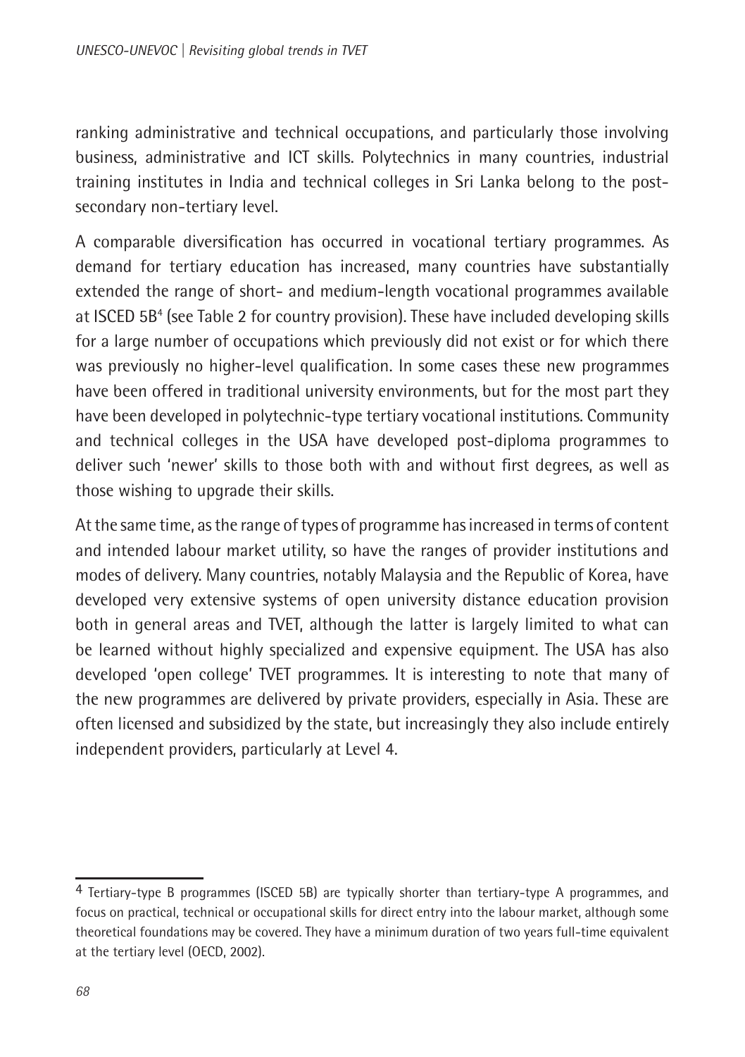ranking administrative and technical occupations, and particularly those involving business, administrative and ICT skills. Polytechnics in many countries, industrial training institutes in India and technical colleges in Sri Lanka belong to the post-secondary non-tertiary level.

A comparable diversification has occurred in vocational tertiary programmes. As demand for tertiary education has increased, many countries have substantially extended the range of short- and medium-length vocational programmes available at ISCED 5B[4] (see Table 2 for country provision). These have included developing skills for a large number of occupations which previously did not exist or for which there was previously no higher-level qualification. In some cases these new programmes have been offered in traditional university environments, but for the most part they have been developed in polytechnic-type tertiary vocational institutions. Community and technical colleges in the USA have developed post-diploma programmes to deliver such 'newer' skills to those both with and without first degrees, as well as those wishing to upgrade their skills.

At the same time, as the range of types of programme has increased in terms of content and intended labour market utility, so have the ranges of provider institutions and modes of delivery. Many countries, notably Malaysia and the Republic of Korea, have developed very extensive systems of open university distance education provision both in general areas and TVET, although the latter is largely limited to what can be learned without highly specialized and expensive equipment. The USA has also developed 'open college' TVET programmes. It is interesting to note that many of the new programmes are delivered by private providers, especially in Asia. These are often licensed and subsidized by the state, but increasingly they also include entirely independent providers, particularly at Level 4.

---

[4] Tertiary-type B programmes (ISCED 5B) are typically shorter than tertiary-type A programmes, and focus on practical, technical or occupational skills for direct entry into the labour market, although some theoretical foundations may be covered. They have a minimum duration of two years full-time equivalent at the tertiary level (OECD, 2002).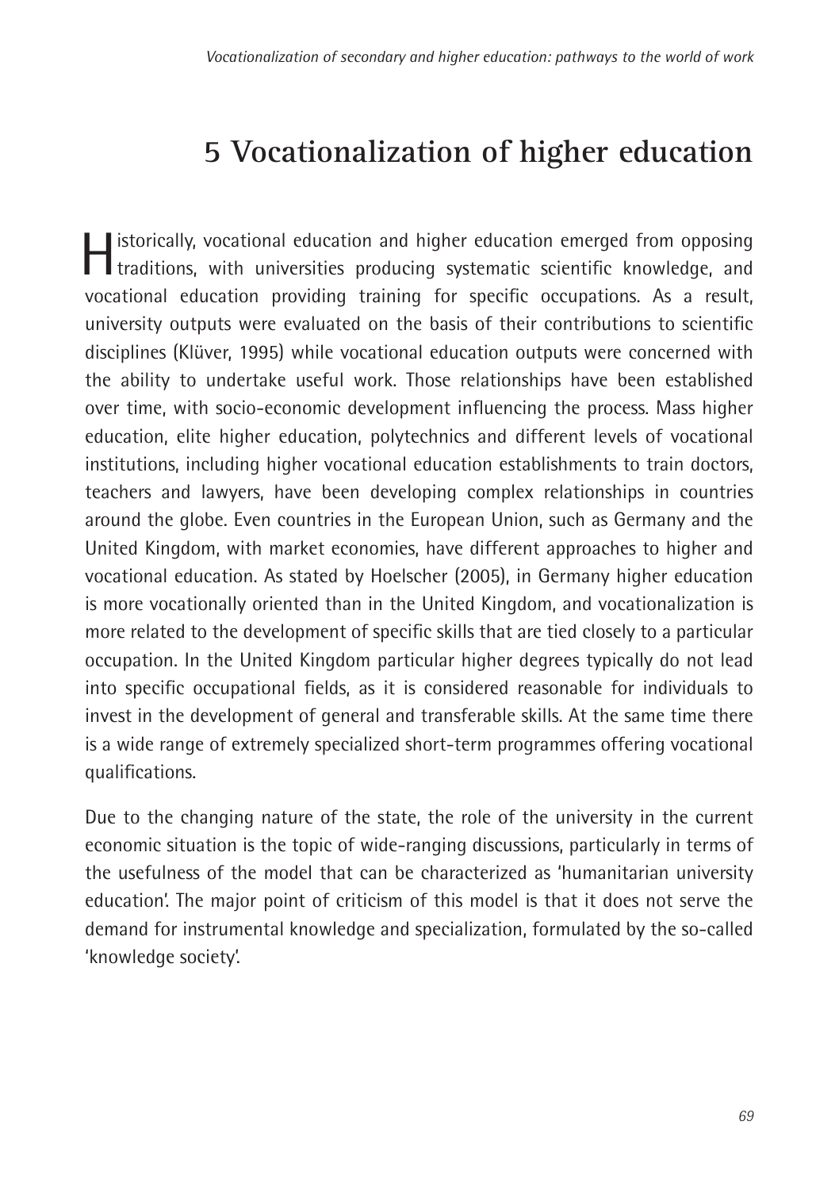# 5 Vocationalization of higher education

Historically, vocational education and higher education emerged from opposing traditions, with universities producing systematic scientific knowledge, and vocational education providing training for specific occupations. As a result, university outputs were evaluated on the basis of their contributions to scientific disciplines (Klüver, 1995) while vocational education outputs were concerned with the ability to undertake useful work. Those relationships have been established over time, with socio-economic development influencing the process. Mass higher education, elite higher education, polytechnics and different levels of vocational institutions, including higher vocational education establishments to train doctors, teachers and lawyers, have been developing complex relationships in countries around the globe. Even countries in the European Union, such as Germany and the United Kingdom, with market economies, have different approaches to higher and vocational education. As stated by Hoelscher (2005), in Germany higher education is more vocationally oriented than in the United Kingdom, and vocationalization is more related to the development of specific skills that are tied closely to a particular occupation. In the United Kingdom particular higher degrees typically do not lead into specific occupational fields, as it is considered reasonable for individuals to invest in the development of general and transferable skills. At the same time there is a wide range of extremely specialized short-term programmes offering vocational qualifications.

Due to the changing nature of the state, the role of the university in the current economic situation is the topic of wide-ranging discussions, particularly in terms of the usefulness of the model that can be characterized as 'humanitarian university education'. The major point of criticism of this model is that it does not serve the demand for instrumental knowledge and specialization, formulated by the so-called 'knowledge society'.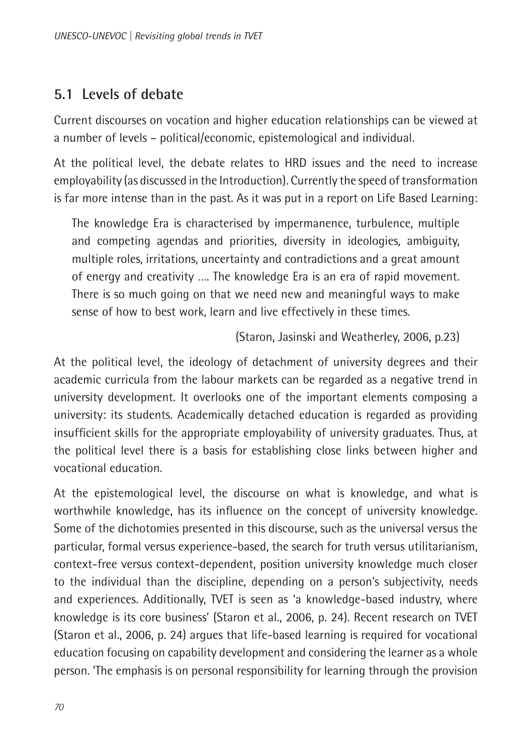## 5.1 Levels of debate

Current discourses on vocation and higher education relationships can be viewed at a number of levels – political/economic, epistemological and individual.

At the political level, the debate relates to HRD issues and the need to increase employability (as discussed in the Introduction). Currently the speed of transformation is far more intense than in the past. As it was put in a report on Life Based Learning:

> The knowledge Era is characterised by impermanence, turbulence, multiple and competing agendas and priorities, diversity in ideologies, ambiguity, multiple roles, irritations, uncertainty and contradictions and a great amount of energy and creativity .... The knowledge Era is an era of rapid movement. There is so much going on that we need new and meaningful ways to make sense of how to best work, learn and live effectively in these times.
>
> (Staron, Jasinski and Weatherley, 2006, p.23)

At the political level, the ideology of detachment of university degrees and their academic curricula from the labour markets can be regarded as a negative trend in university development. It overlooks one of the important elements composing a university: its students. Academically detached education is regarded as providing insufficient skills for the appropriate employability of university graduates. Thus, at the political level there is a basis for establishing close links between higher and vocational education.

At the epistemological level, the discourse on what is knowledge, and what is worthwhile knowledge, has its influence on the concept of university knowledge. Some of the dichotomies presented in this discourse, such as the universal versus the particular, formal versus experience-based, the search for truth versus utilitarianism, context-free versus context-dependent, position university knowledge much closer to the individual than the discipline, depending on a person's subjectivity, needs and experiences. Additionally, TVET is seen as 'a knowledge-based industry, where knowledge is its core business' (Staron et al., 2006, p. 24). Recent research on TVET (Staron et al., 2006, p. 24) argues that life-based learning is required for vocational education focusing on capability development and considering the learner as a whole person. 'The emphasis is on personal responsibility for learning through the provision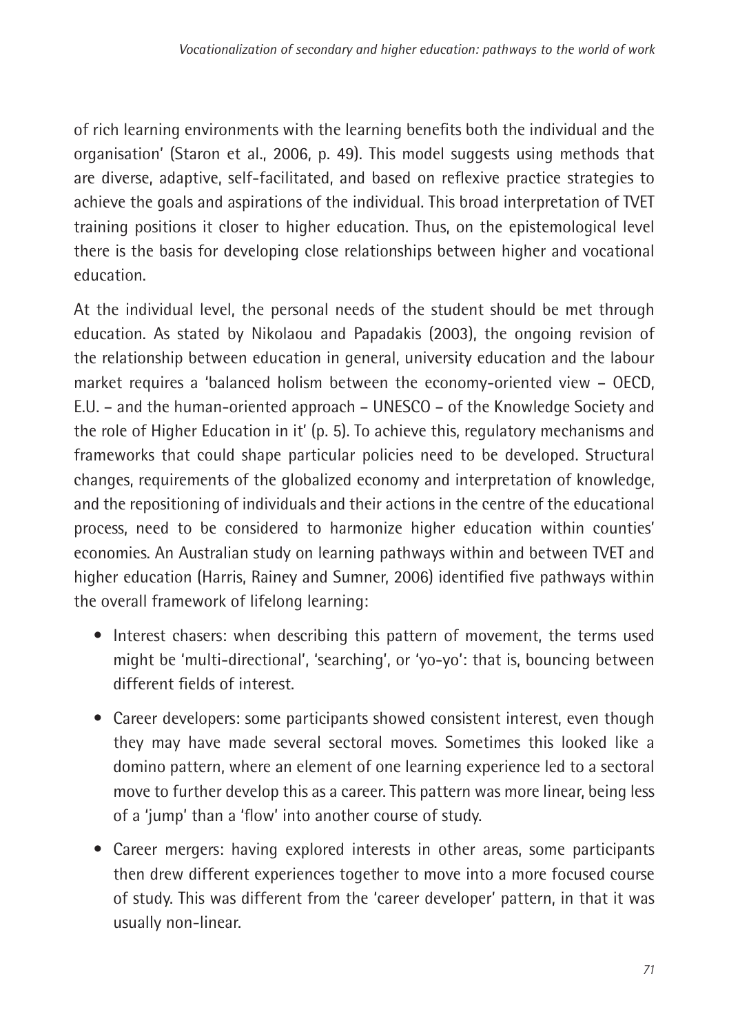of rich learning environments with the learning benefits both the individual and the organisation' (Staron et al., 2006, p. 49). This model suggests using methods that are diverse, adaptive, self-facilitated, and based on reflexive practice strategies to achieve the goals and aspirations of the individual. This broad interpretation of TVET training positions it closer to higher education. Thus, on the epistemological level there is the basis for developing close relationships between higher and vocational education.

At the individual level, the personal needs of the student should be met through education. As stated by Nikolaou and Papadakis (2003), the ongoing revision of the relationship between education in general, university education and the labour market requires a 'balanced holism between the economy-oriented view – OECD, E.U. – and the human-oriented approach – UNESCO – of the Knowledge Society and the role of Higher Education in it' (p. 5). To achieve this, regulatory mechanisms and frameworks that could shape particular policies need to be developed. Structural changes, requirements of the globalized economy and interpretation of knowledge, and the repositioning of individuals and their actions in the centre of the educational process, need to be considered to harmonize higher education within counties' economies. An Australian study on learning pathways within and between TVET and higher education (Harris, Rainey and Sumner, 2006) identified five pathways within the overall framework of lifelong learning:

- Interest chasers: when describing this pattern of movement, the terms used might be 'multi-directional', 'searching', or 'yo-yo': that is, bouncing between different fields of interest.
- Career developers: some participants showed consistent interest, even though they may have made several sectoral moves. Sometimes this looked like a domino pattern, where an element of one learning experience led to a sectoral move to further develop this as a career. This pattern was more linear, being less of a 'jump' than a 'flow' into another course of study.
- Career mergers: having explored interests in other areas, some participants then drew different experiences together to move into a more focused course of study. This was different from the 'career developer' pattern, in that it was usually non-linear.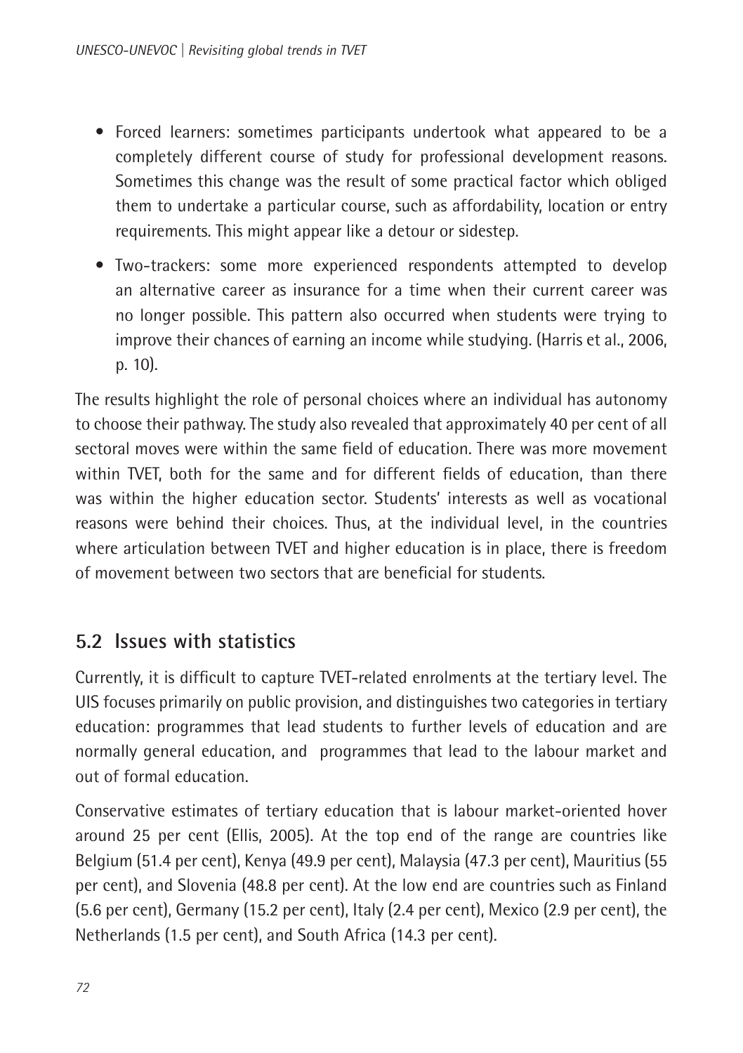- Forced learners: sometimes participants undertook what appeared to be a completely different course of study for professional development reasons. Sometimes this change was the result of some practical factor which obliged them to undertake a particular course, such as affordability, location or entry requirements. This might appear like a detour or sidestep.
- Two-trackers: some more experienced respondents attempted to develop an alternative career as insurance for a time when their current career was no longer possible. This pattern also occurred when students were trying to improve their chances of earning an income while studying. (Harris et al., 2006, p. 10).

The results highlight the role of personal choices where an individual has autonomy to choose their pathway. The study also revealed that approximately 40 per cent of all sectoral moves were within the same field of education. There was more movement within TVET, both for the same and for different fields of education, than there was within the higher education sector. Students' interests as well as vocational reasons were behind their choices. Thus, at the individual level, in the countries where articulation between TVET and higher education is in place, there is freedom of movement between two sectors that are beneficial for students.

## 5.2 Issues with statistics

Currently, it is difficult to capture TVET-related enrolments at the tertiary level. The UIS focuses primarily on public provision, and distinguishes two categories in tertiary education: programmes that lead students to further levels of education and are normally general education, and programmes that lead to the labour market and out of formal education.

Conservative estimates of tertiary education that is labour market-oriented hover around 25 per cent (Ellis, 2005). At the top end of the range are countries like Belgium (51.4 per cent), Kenya (49.9 per cent), Malaysia (47.3 per cent), Mauritius (55 per cent), and Slovenia (48.8 per cent). At the low end are countries such as Finland (5.6 per cent), Germany (15.2 per cent), Italy (2.4 per cent), Mexico (2.9 per cent), the Netherlands (1.5 per cent), and South Africa (14.3 per cent).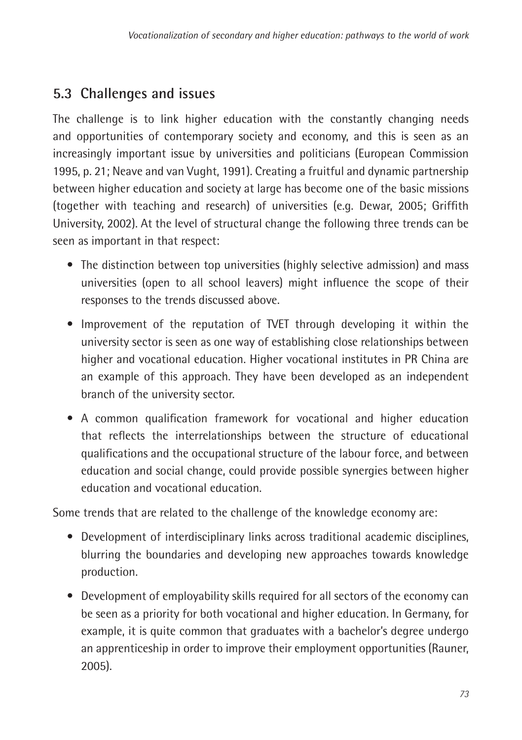## 5.3 Challenges and issues

The challenge is to link higher education with the constantly changing needs and opportunities of contemporary society and economy, and this is seen as an increasingly important issue by universities and politicians (European Commission 1995, p. 21; Neave and van Vught, 1991). Creating a fruitful and dynamic partnership between higher education and society at large has become one of the basic missions (together with teaching and research) of universities (e.g. Dewar, 2005; Griffith University, 2002). At the level of structural change the following three trends can be seen as important in that respect:

- The distinction between top universities (highly selective admission) and mass universities (open to all school leavers) might influence the scope of their responses to the trends discussed above.
- Improvement of the reputation of TVET through developing it within the university sector is seen as one way of establishing close relationships between higher and vocational education. Higher vocational institutes in PR China are an example of this approach. They have been developed as an independent branch of the university sector.
- A common qualification framework for vocational and higher education that reflects the interrelationships between the structure of educational qualifications and the occupational structure of the labour force, and between education and social change, could provide possible synergies between higher education and vocational education.

Some trends that are related to the challenge of the knowledge economy are:

- Development of interdisciplinary links across traditional academic disciplines, blurring the boundaries and developing new approaches towards knowledge production.
- Development of employability skills required for all sectors of the economy can be seen as a priority for both vocational and higher education. In Germany, for example, it is quite common that graduates with a bachelor's degree undergo an apprenticeship in order to improve their employment opportunities (Rauner, 2005).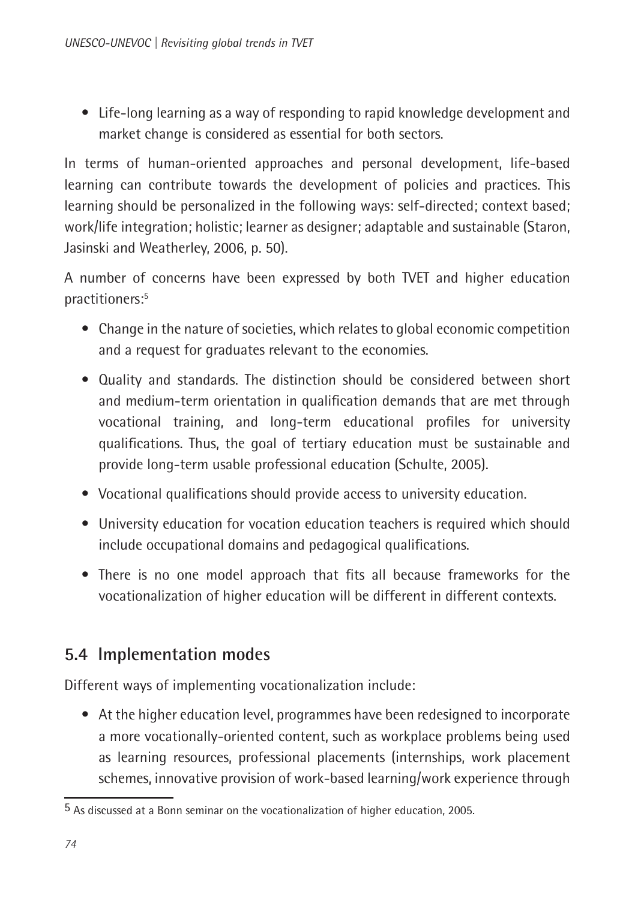- Life-long learning as a way of responding to rapid knowledge development and market change is considered as essential for both sectors.

In terms of human-oriented approaches and personal development, life-based learning can contribute towards the development of policies and practices. This learning should be personalized in the following ways: self-directed; context based; work/life integration; holistic; learner as designer; adaptable and sustainable (Staron, Jasinski and Weatherley, 2006, p. 50).

A number of concerns have been expressed by both TVET and higher education practitioners:[5]

- Change in the nature of societies, which relates to global economic competition and a request for graduates relevant to the economies.
- Quality and standards. The distinction should be considered between short and medium-term orientation in qualification demands that are met through vocational training, and long-term educational profiles for university qualifications. Thus, the goal of tertiary education must be sustainable and provide long-term usable professional education (Schulte, 2005).
- Vocational qualifications should provide access to university education.
- University education for vocation education teachers is required which should include occupational domains and pedagogical qualifications.
- There is no one model approach that fits all because frameworks for the vocationalization of higher education will be different in different contexts.

## 5.4 Implementation modes

Different ways of implementing vocationalization include:

- At the higher education level, programmes have been redesigned to incorporate a more vocationally-oriented content, such as workplace problems being used as learning resources, professional placements (internships, work placement schemes, innovative provision of work-based learning/work experience through

[5] As discussed at a Bonn seminar on the vocationalization of higher education, 2005.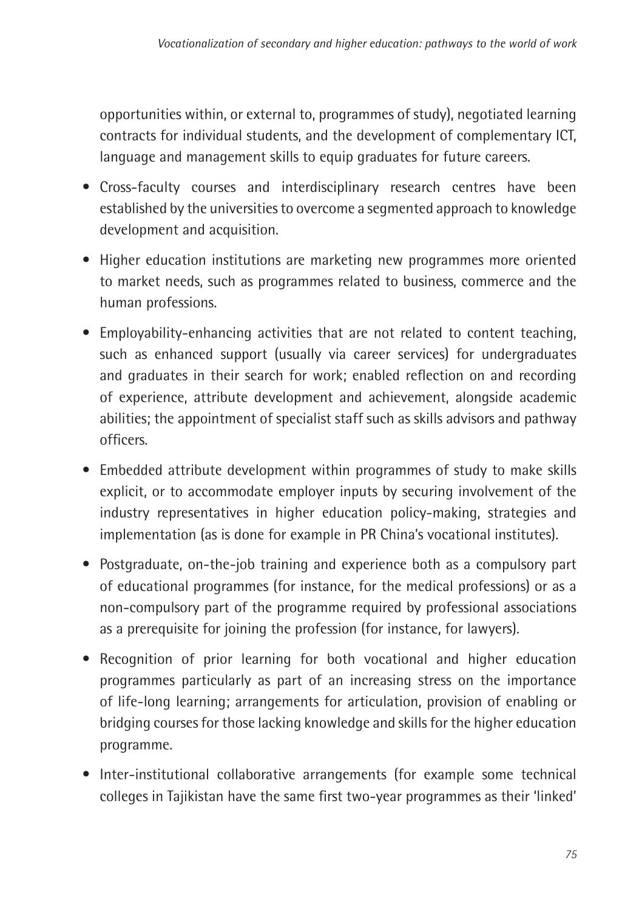opportunities within, or external to, programmes of study), negotiated learning contracts for individual students, and the development of complementary ICT, language and management skills to equip graduates for future careers.

- Cross-faculty courses and interdisciplinary research centres have been established by the universities to overcome a segmented approach to knowledge development and acquisition.
- Higher education institutions are marketing new programmes more oriented to market needs, such as programmes related to business, commerce and the human professions.
- Employability-enhancing activities that are not related to content teaching, such as enhanced support (usually via career services) for undergraduates and graduates in their search for work; enabled reflection on and recording of experience, attribute development and achievement, alongside academic abilities; the appointment of specialist staff such as skills advisors and pathway officers.
- Embedded attribute development within programmes of study to make skills explicit, or to accommodate employer inputs by securing involvement of the industry representatives in higher education policy-making, strategies and implementation (as is done for example in PR China's vocational institutes).
- Postgraduate, on-the-job training and experience both as a compulsory part of educational programmes (for instance, for the medical professions) or as a non-compulsory part of the programme required by professional associations as a prerequisite for joining the profession (for instance, for lawyers).
- Recognition of prior learning for both vocational and higher education programmes particularly as part of an increasing stress on the importance of life-long learning; arrangements for articulation, provision of enabling or bridging courses for those lacking knowledge and skills for the higher education programme.
- Inter-institutional collaborative arrangements (for example some technical colleges in Tajikistan have the same first two-year programmes as their 'linked'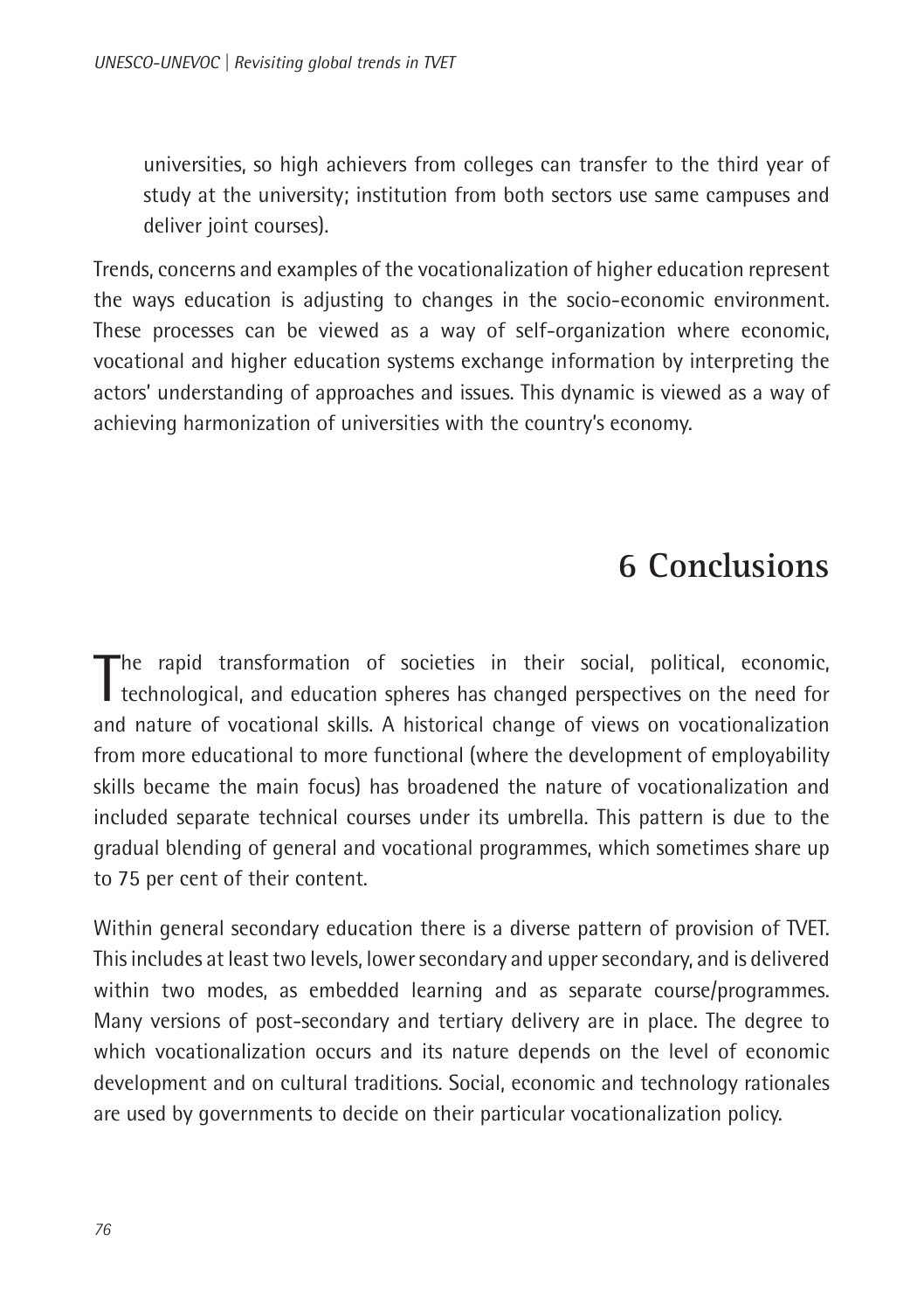universities, so high achievers from colleges can transfer to the third year of study at the university; institution from both sectors use same campuses and deliver joint courses).

Trends, concerns and examples of the vocationalization of higher education represent the ways education is adjusting to changes in the socio-economic environment. These processes can be viewed as a way of self-organization where economic, vocational and higher education systems exchange information by interpreting the actors' understanding of approaches and issues. This dynamic is viewed as a way of achieving harmonization of universities with the country's economy.

# 6 Conclusions

The rapid transformation of societies in their social, political, economic, technological, and education spheres has changed perspectives on the need for and nature of vocational skills. A historical change of views on vocationalization from more educational to more functional (where the development of employability skills became the main focus) has broadened the nature of vocationalization and included separate technical courses under its umbrella. This pattern is due to the gradual blending of general and vocational programmes, which sometimes share up to 75 per cent of their content.

Within general secondary education there is a diverse pattern of provision of TVET. This includes at least two levels, lower secondary and upper secondary, and is delivered within two modes, as embedded learning and as separate course/programmes. Many versions of post-secondary and tertiary delivery are in place. The degree to which vocationalization occurs and its nature depends on the level of economic development and on cultural traditions. Social, economic and technology rationales are used by governments to decide on their particular vocationalization policy.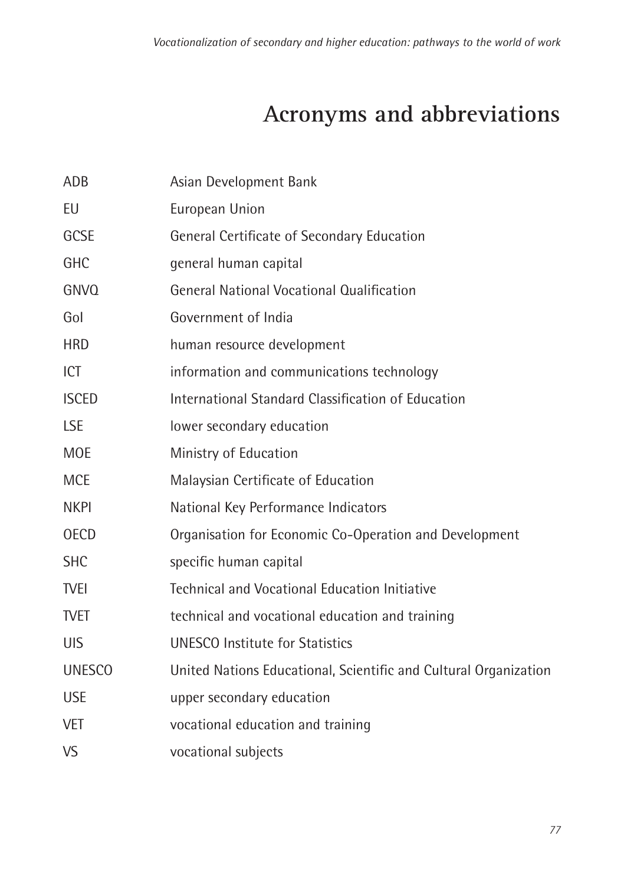# Acronyms and abbreviations

| | |
|---|---|
| ADB | Asian Development Bank |
| EU | European Union |
| GCSE | General Certificate of Secondary Education |
| GHC | general human capital |
| GNVQ | General National Vocational Qualification |
| GoI | Government of India |
| HRD | human resource development |
| ICT | information and communications technology |
| ISCED | International Standard Classification of Education |
| LSE | lower secondary education |
| MOE | Ministry of Education |
| MCE | Malaysian Certificate of Education |
| NKPI | National Key Performance Indicators |
| OECD | Organisation for Economic Co-Operation and Development |
| SHC | specific human capital |
| TVEI | Technical and Vocational Education Initiative |
| TVET | technical and vocational education and training |
| UIS | UNESCO Institute for Statistics |
| UNESCO | United Nations Educational, Scientific and Cultural Organization |
| USE | upper secondary education |
| VET | vocational education and training |
| VS | vocational subjects |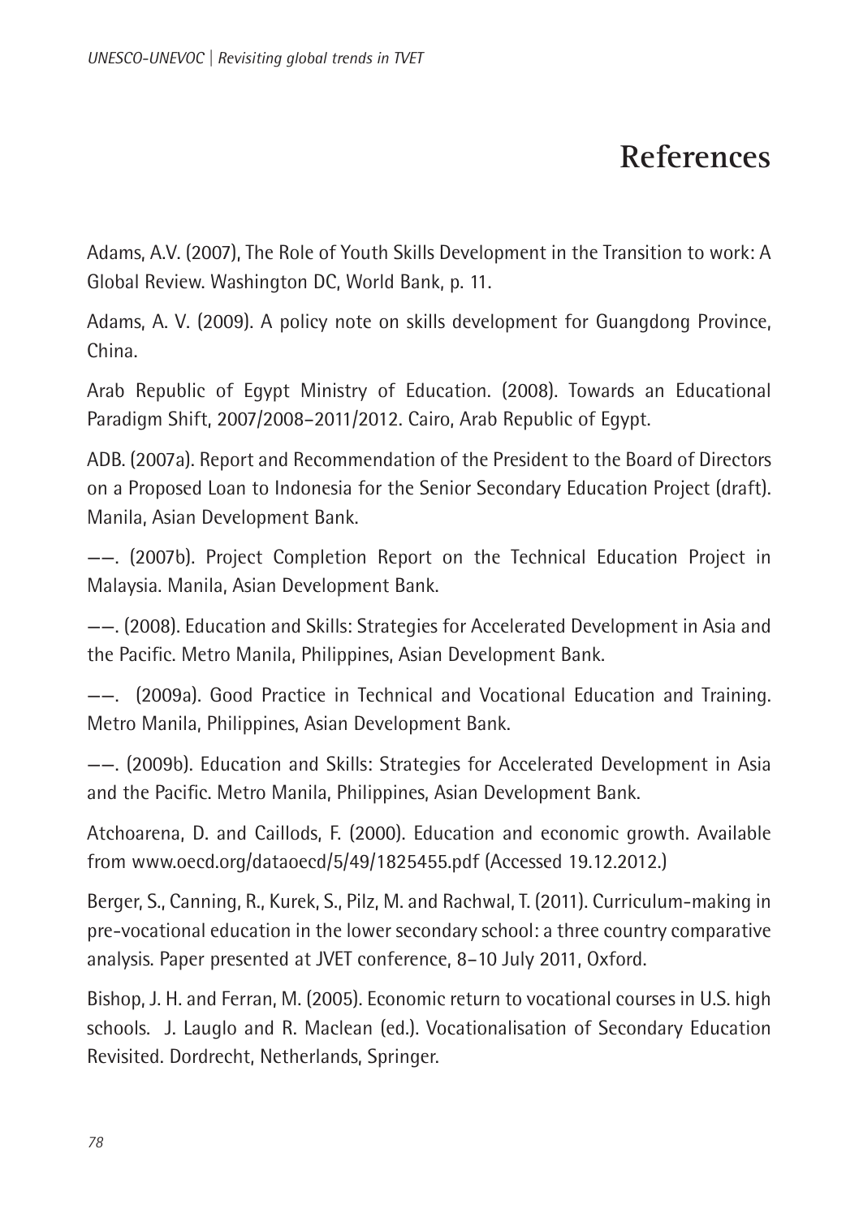# References

Adams, A.V. (2007), The Role of Youth Skills Development in the Transition to work: A Global Review. Washington DC, World Bank, p. 11.

Adams, A. V. (2009). A policy note on skills development for Guangdong Province, China.

Arab Republic of Egypt Ministry of Education. (2008). Towards an Educational Paradigm Shift, 2007/2008–2011/2012. Cairo, Arab Republic of Egypt.

ADB. (2007a). Report and Recommendation of the President to the Board of Directors on a Proposed Loan to Indonesia for the Senior Secondary Education Project (draft). Manila, Asian Development Bank.

——. (2007b). Project Completion Report on the Technical Education Project in Malaysia. Manila, Asian Development Bank.

——. (2008). Education and Skills: Strategies for Accelerated Development in Asia and the Pacific. Metro Manila, Philippines, Asian Development Bank.

——. (2009a). Good Practice in Technical and Vocational Education and Training. Metro Manila, Philippines, Asian Development Bank.

——. (2009b). Education and Skills: Strategies for Accelerated Development in Asia and the Pacific. Metro Manila, Philippines, Asian Development Bank.

Atchoarena, D. and Caillods, F. (2000). Education and economic growth. Available from www.oecd.org/dataoecd/5/49/1825455.pdf (Accessed 19.12.2012.)

Berger, S., Canning, R., Kurek, S., Pilz, M. and Rachwal, T. (2011). Curriculum-making in pre-vocational education in the lower secondary school: a three country comparative analysis. Paper presented at JVET conference, 8–10 July 2011, Oxford.

Bishop, J. H. and Ferran, M. (2005). Economic return to vocational courses in U.S. high schools. J. Lauglo and R. Maclean (ed.). Vocationalisation of Secondary Education Revisited. Dordrecht, Netherlands, Springer.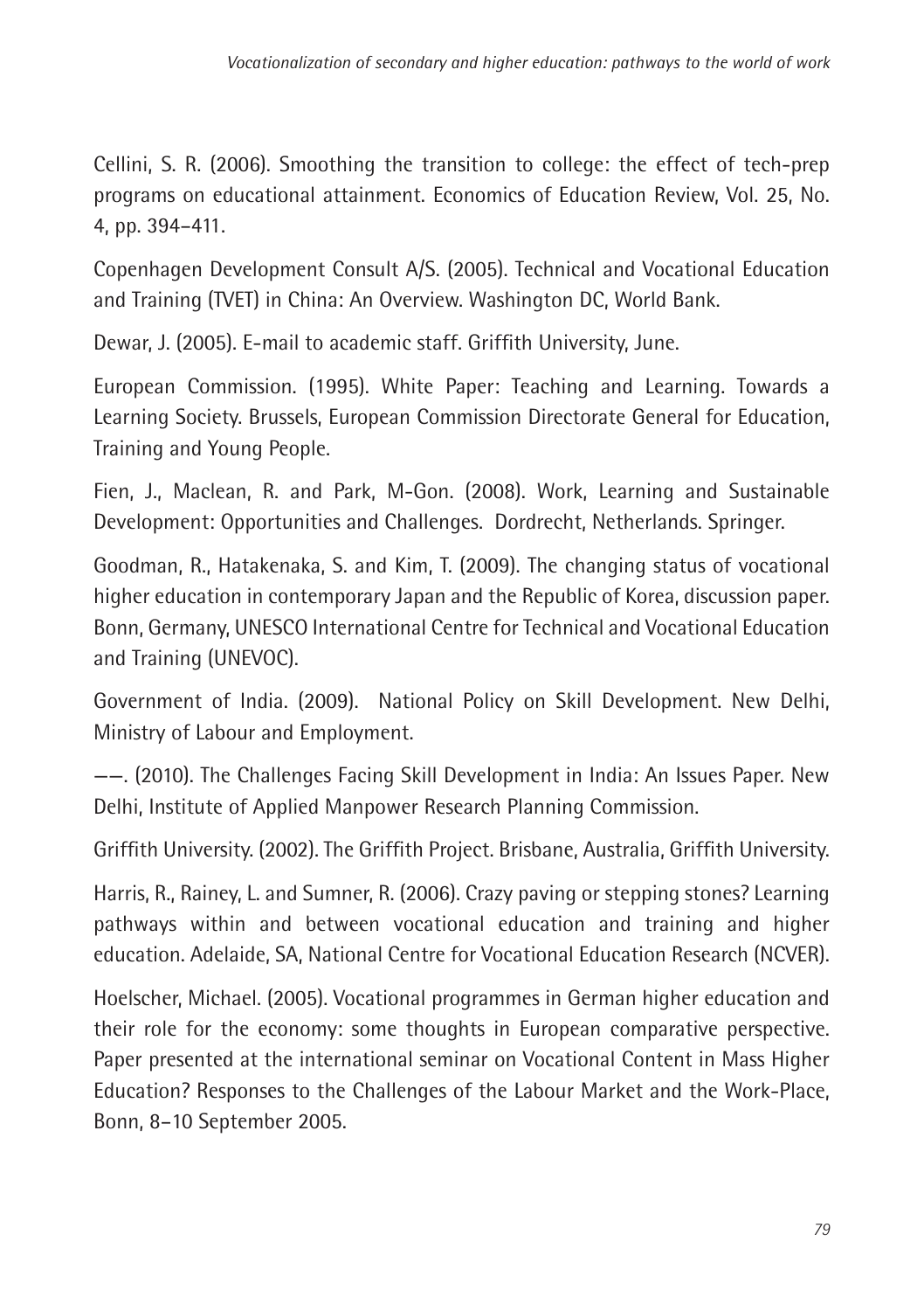Cellini, S. R. (2006). Smoothing the transition to college: the effect of tech-prep programs on educational attainment. Economics of Education Review, Vol. 25, No. 4, pp. 394–411.

Copenhagen Development Consult A/S. (2005). Technical and Vocational Education and Training (TVET) in China: An Overview. Washington DC, World Bank.

Dewar, J. (2005). E-mail to academic staff. Griffith University, June.

European Commission. (1995). White Paper: Teaching and Learning. Towards a Learning Society. Brussels, European Commission Directorate General for Education, Training and Young People.

Fien, J., Maclean, R. and Park, M-Gon. (2008). Work, Learning and Sustainable Development: Opportunities and Challenges. Dordrecht, Netherlands. Springer.

Goodman, R., Hatakenaka, S. and Kim, T. (2009). The changing status of vocational higher education in contemporary Japan and the Republic of Korea, discussion paper. Bonn, Germany, UNESCO International Centre for Technical and Vocational Education and Training (UNEVOC).

Government of India. (2009). National Policy on Skill Development. New Delhi, Ministry of Labour and Employment.

——. (2010). The Challenges Facing Skill Development in India: An Issues Paper. New Delhi, Institute of Applied Manpower Research Planning Commission.

Griffith University. (2002). The Griffith Project. Brisbane, Australia, Griffith University.

Harris, R., Rainey, L. and Sumner, R. (2006). Crazy paving or stepping stones? Learning pathways within and between vocational education and training and higher education. Adelaide, SA, National Centre for Vocational Education Research (NCVER).

Hoelscher, Michael. (2005). Vocational programmes in German higher education and their role for the economy: some thoughts in European comparative perspective. Paper presented at the international seminar on Vocational Content in Mass Higher Education? Responses to the Challenges of the Labour Market and the Work-Place, Bonn, 8–10 September 2005.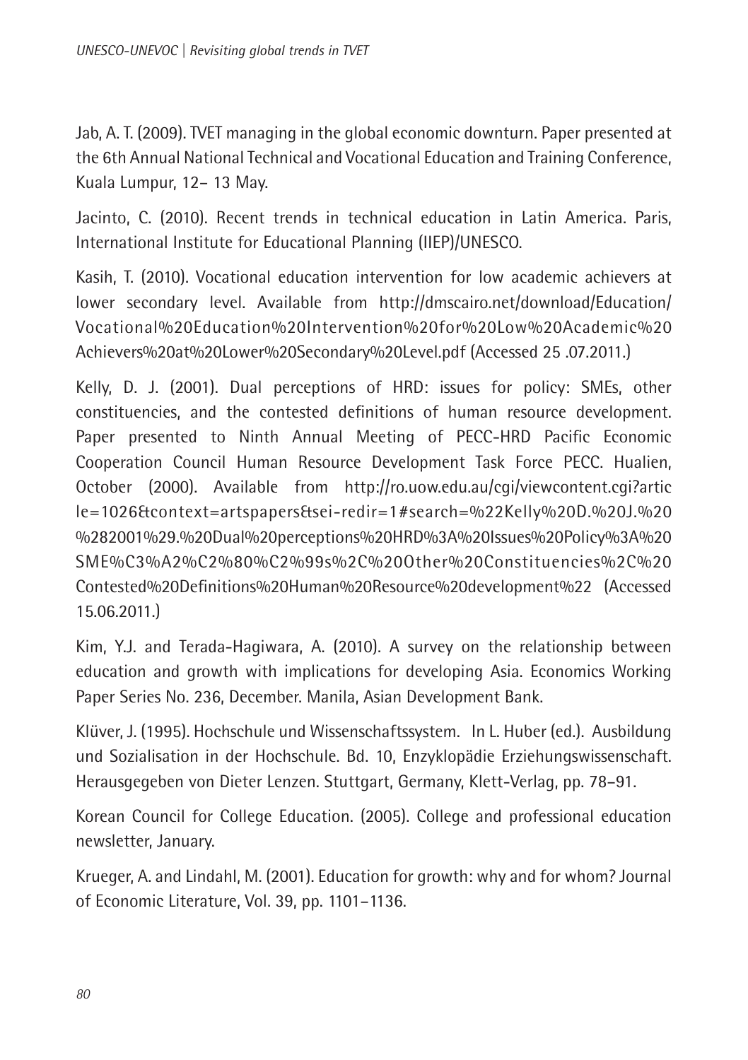Jab, A. T. (2009). TVET managing in the global economic downturn. Paper presented at the 6th Annual National Technical and Vocational Education and Training Conference, Kuala Lumpur, 12– 13 May.

Jacinto, C. (2010). Recent trends in technical education in Latin America. Paris, International Institute for Educational Planning (IIEP)/UNESCO.

Kasih, T. (2010). Vocational education intervention for low academic achievers at lower secondary level. Available from http://dmscairo.net/download/Education/Vocational%20Education%20Intervention%20for%20Low%20Academic%20Achievers%20at%20Lower%20Secondary%20Level.pdf (Accessed 25 .07.2011.)

Kelly, D. J. (2001). Dual perceptions of HRD: issues for policy: SMEs, other constituencies, and the contested definitions of human resource development. Paper presented to Ninth Annual Meeting of PECC-HRD Pacific Economic Cooperation Council Human Resource Development Task Force PECC. Hualien, October (2000). Available from http://ro.uow.edu.au/cgi/viewcontent.cgi?article=1026&context=artspapers&sei-redir=1#search=%22Kelly%20D.%20J.%20%282001%29.%20Dual%20perceptions%20HRD%3A%20Issues%20Policy%3A%20SME%C3%A2%C2%80%C2%99s%2C%20Other%20Constituencies%2C%20Contested%20Definitions%20Human%20Resource%20development%22 (Accessed 15.06.2011.)

Kim, Y.J. and Terada-Hagiwara, A. (2010). A survey on the relationship between education and growth with implications for developing Asia. Economics Working Paper Series No. 236, December. Manila, Asian Development Bank.

Klüver, J. (1995). Hochschule und Wissenschaftssystem. In L. Huber (ed.). Ausbildung und Sozialisation in der Hochschule. Bd. 10, Enzyklopädie Erziehungswissenschaft. Herausgegeben von Dieter Lenzen. Stuttgart, Germany, Klett-Verlag, pp. 78–91.

Korean Council for College Education. (2005). College and professional education newsletter, January.

Krueger, A. and Lindahl, M. (2001). Education for growth: why and for whom? Journal of Economic Literature, Vol. 39, pp. 1101–1136.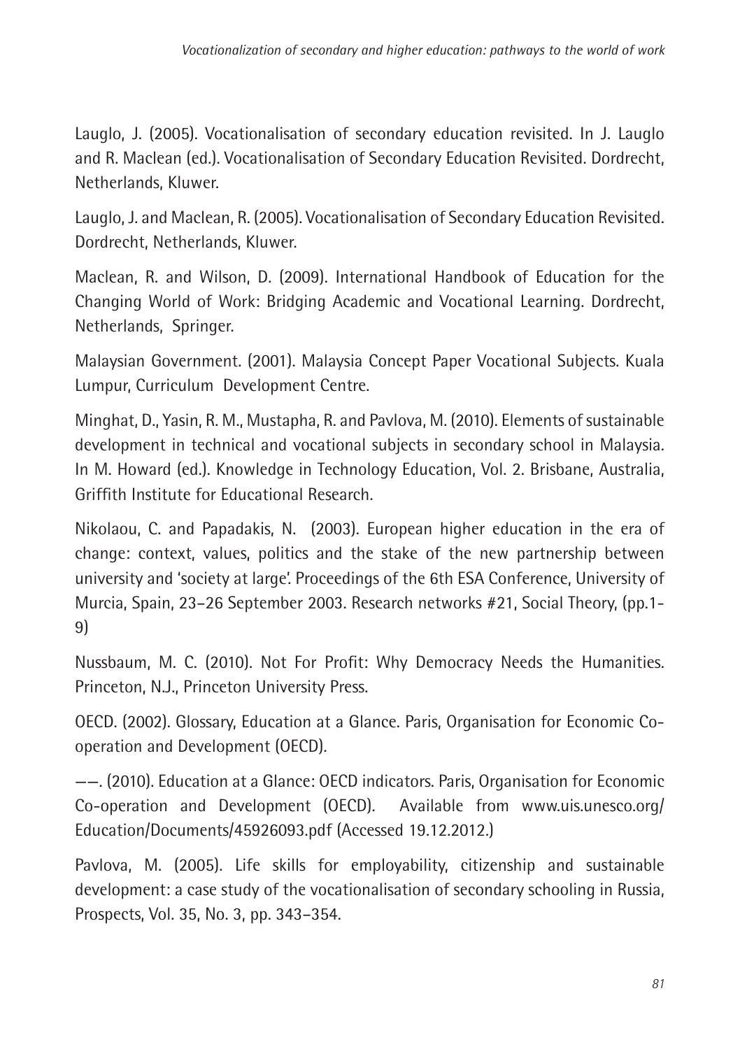Lauglo, J. (2005). Vocationalisation of secondary education revisited. In J. Lauglo and R. Maclean (ed.). Vocationalisation of Secondary Education Revisited. Dordrecht, Netherlands, Kluwer.

Lauglo, J. and Maclean, R. (2005). Vocationalisation of Secondary Education Revisited. Dordrecht, Netherlands, Kluwer.

Maclean, R. and Wilson, D. (2009). International Handbook of Education for the Changing World of Work: Bridging Academic and Vocational Learning. Dordrecht, Netherlands, Springer.

Malaysian Government. (2001). Malaysia Concept Paper Vocational Subjects. Kuala Lumpur, Curriculum Development Centre.

Minghat, D., Yasin, R. M., Mustapha, R. and Pavlova, M. (2010). Elements of sustainable development in technical and vocational subjects in secondary school in Malaysia. In M. Howard (ed.). Knowledge in Technology Education, Vol. 2. Brisbane, Australia, Griffith Institute for Educational Research.

Nikolaou, C. and Papadakis, N. (2003). European higher education in the era of change: context, values, politics and the stake of the new partnership between university and 'society at large'. Proceedings of the 6th ESA Conference, University of Murcia, Spain, 23–26 September 2003. Research networks #21, Social Theory, (pp.1-9)

Nussbaum, M. C. (2010). Not For Profit: Why Democracy Needs the Humanities. Princeton, N.J., Princeton University Press.

OECD. (2002). Glossary, Education at a Glance. Paris, Organisation for Economic Co-operation and Development (OECD).

——. (2010). Education at a Glance: OECD indicators. Paris, Organisation for Economic Co-operation and Development (OECD). Available from www.uis.unesco.org/Education/Documents/45926093.pdf (Accessed 19.12.2012.)

Pavlova, M. (2005). Life skills for employability, citizenship and sustainable development: a case study of the vocationalisation of secondary schooling in Russia, Prospects, Vol. 35, No. 3, pp. 343–354.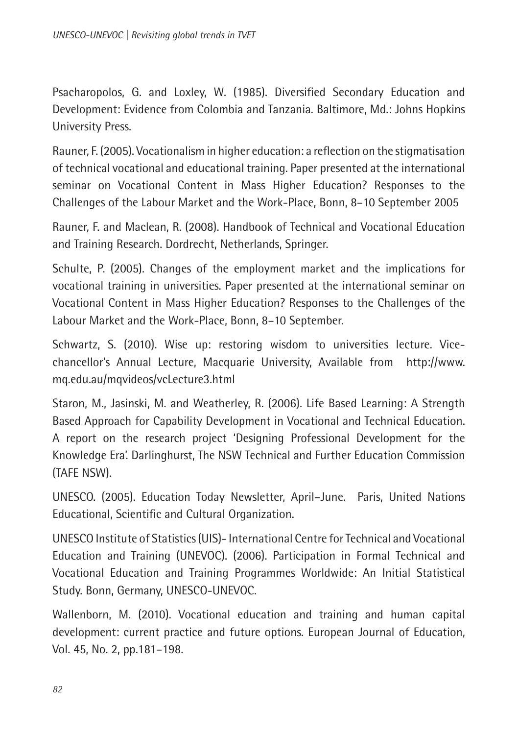Psacharopolos, G. and Loxley, W. (1985). Diversified Secondary Education and Development: Evidence from Colombia and Tanzania. Baltimore, Md.: Johns Hopkins University Press.

Rauner, F. (2005). Vocationalism in higher education: a reflection on the stigmatisation of technical vocational and educational training. Paper presented at the international seminar on Vocational Content in Mass Higher Education? Responses to the Challenges of the Labour Market and the Work-Place, Bonn, 8–10 September 2005

Rauner, F. and Maclean, R. (2008). Handbook of Technical and Vocational Education and Training Research. Dordrecht, Netherlands, Springer.

Schulte, P. (2005). Changes of the employment market and the implications for vocational training in universities. Paper presented at the international seminar on Vocational Content in Mass Higher Education? Responses to the Challenges of the Labour Market and the Work-Place, Bonn, 8–10 September.

Schwartz, S. (2010). Wise up: restoring wisdom to universities lecture. Vice-chancellor's Annual Lecture, Macquarie University, Available from http://www.mq.edu.au/mqvideos/vcLecture3.html

Staron, M., Jasinski, M. and Weatherley, R. (2006). Life Based Learning: A Strength Based Approach for Capability Development in Vocational and Technical Education. A report on the research project 'Designing Professional Development for the Knowledge Era'. Darlinghurst, The NSW Technical and Further Education Commission (TAFE NSW).

UNESCO. (2005). Education Today Newsletter, April–June. Paris, United Nations Educational, Scientific and Cultural Organization.

UNESCO Institute of Statistics (UIS)- International Centre for Technical and Vocational Education and Training (UNEVOC). (2006). Participation in Formal Technical and Vocational Education and Training Programmes Worldwide: An Initial Statistical Study. Bonn, Germany, UNESCO-UNEVOC.

Wallenborn, M. (2010). Vocational education and training and human capital development: current practice and future options. European Journal of Education, Vol. 45, No. 2, pp.181–198.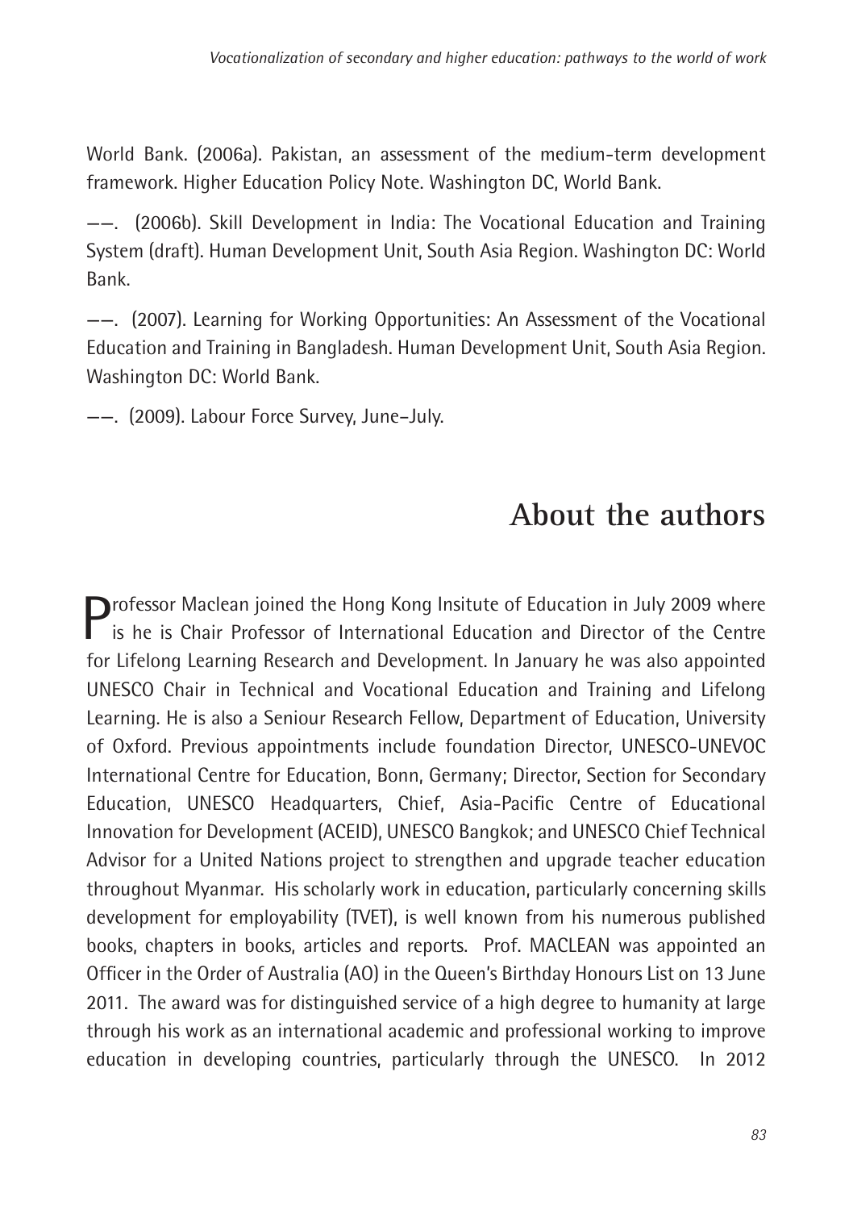World Bank. (2006a). Pakistan, an assessment of the medium-term development framework. Higher Education Policy Note. Washington DC, World Bank.

——. (2006b). Skill Development in India: The Vocational Education and Training System (draft). Human Development Unit, South Asia Region. Washington DC: World Bank.

——. (2007). Learning for Working Opportunities: An Assessment of the Vocational Education and Training in Bangladesh. Human Development Unit, South Asia Region. Washington DC: World Bank.

——. (2009). Labour Force Survey, June–July.

# About the authors

Professor Maclean joined the Hong Kong Insitute of Education in July 2009 where is he is Chair Professor of International Education and Director of the Centre for Lifelong Learning Research and Development. In January he was also appointed UNESCO Chair in Technical and Vocational Education and Training and Lifelong Learning. He is also a Seniour Research Fellow, Department of Education, University of Oxford. Previous appointments include foundation Director, UNESCO-UNEVOC International Centre for Education, Bonn, Germany; Director, Section for Secondary Education, UNESCO Headquarters, Chief, Asia-Pacific Centre of Educational Innovation for Development (ACEID), UNESCO Bangkok; and UNESCO Chief Technical Advisor for a United Nations project to strengthen and upgrade teacher education throughout Myanmar. His scholarly work in education, particularly concerning skills development for employability (TVET), is well known from his numerous published books, chapters in books, articles and reports. Prof. MACLEAN was appointed an Officer in the Order of Australia (AO) in the Queen's Birthday Honours List on 13 June 2011. The award was for distinguished service of a high degree to humanity at large through his work as an international academic and professional working to improve education in developing countries, particularly through the UNESCO. In 2012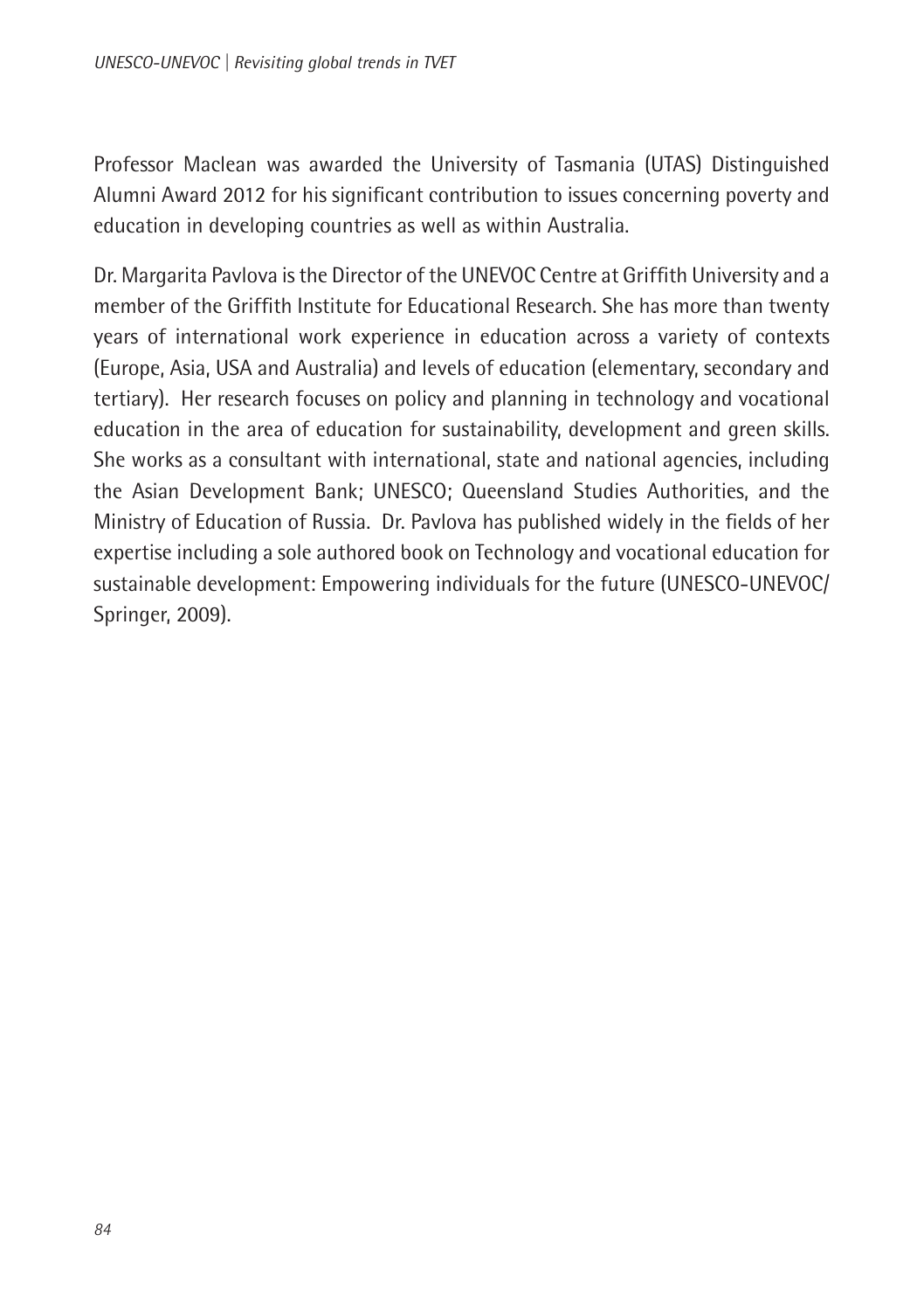Professor Maclean was awarded the University of Tasmania (UTAS) Distinguished Alumni Award 2012 for his significant contribution to issues concerning poverty and education in developing countries as well as within Australia.

Dr. Margarita Pavlova is the Director of the UNEVOC Centre at Griffith University and a member of the Griffith Institute for Educational Research. She has more than twenty years of international work experience in education across a variety of contexts (Europe, Asia, USA and Australia) and levels of education (elementary, secondary and tertiary). Her research focuses on policy and planning in technology and vocational education in the area of education for sustainability, development and green skills. She works as a consultant with international, state and national agencies, including the Asian Development Bank; UNESCO; Queensland Studies Authorities, and the Ministry of Education of Russia. Dr. Pavlova has published widely in the fields of her expertise including a sole authored book on Technology and vocational education for sustainable development: Empowering individuals for the future (UNESCO-UNEVOC/Springer, 2009).